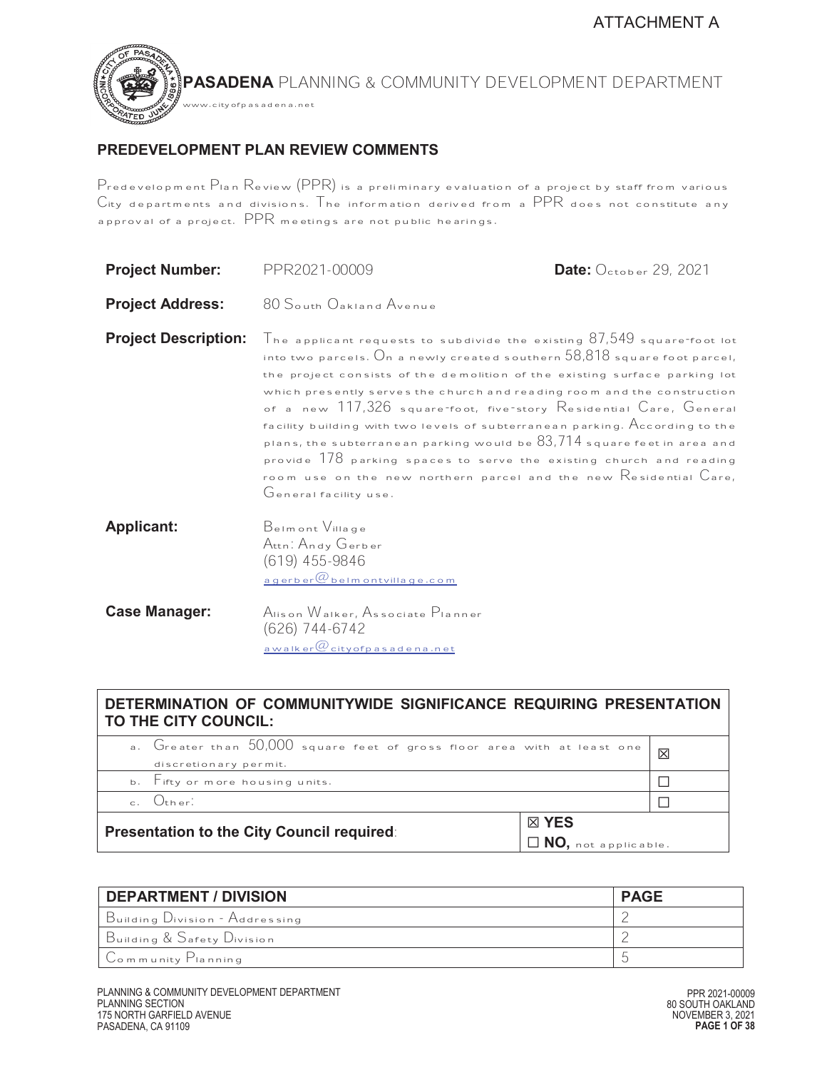ATTACHMENT A

**PASADENA** PLANNING & COMMUNITY DEVELOPMENT DEPARTMENT

www.cityofpasadena.net

## PREDEVELOPMENT PLAN REVIEW COMMENTS

Predevelopment Plan Review (PPR) is a preliminary evaluation of a project by staff from various City departments and divisions. The information derived from a PPR does not constitute any approval of a project. PPR meetings are not public hearings.

| | | |
|---|---|---|
| **Project Number:** | PPR2021-00009 | **Date:** October 29, 2021 |
| **Project Address:** | 80 South Oakland Avenue | |
| **Project Description:** | The applicant requests to subdivide the existing 87,549 square-foot lot into two parcels. On a newly created southern 58,818 square foot parcel, the project consists of the demolition of the existing surface parking lot which presently serves the church and reading room and the construction of a new 117,326 square-foot, five-story Residential Care, General facility building with two levels of subterranean parking. According to the plans, the subterranean parking would be 83,714 square feet in area and provide 178 parking spaces to serve the existing church and reading room use on the new northern parcel and the new Residential Care, General facility use. | |
| **Applicant:** | Belmont Village<br>Attn: Andy Gerber<br>(619) 455-9846<br>agerber@belmontvillage.com | |
| **Case Manager:** | Alison Walker, Associate Planner<br>(626) 744-6742<br>awalker@cityofpasadena.net | |

| DETERMINATION OF COMMUNITYWIDE SIGNIFICANCE REQUIRING PRESENTATION TO THE CITY COUNCIL: | |
|---|---|
| a. Greater than 50,000 square feet of gross floor area with at least one discretionary permit. | ☒ |
| b. Fifty or more housing units. | ☐ |
| c. Other: | ☐ |
| **Presentation to the City Council required**: | ☒ **YES**<br>☐ **NO,** not applicable. |

| DEPARTMENT / DIVISION | PAGE |
|---|---|
| Building Division - Addressing | 2 |
| Building & Safety Division | 2 |
| Community Planning | 5 |

PLANNING & COMMUNITY DEVELOPMENT DEPARTMENT
PLANNING SECTION
175 NORTH GARFIELD AVENUE
PASADENA, CA 91109

PPR 2021-00009
80 SOUTH OAKLAND
NOVEMBER 3, 2021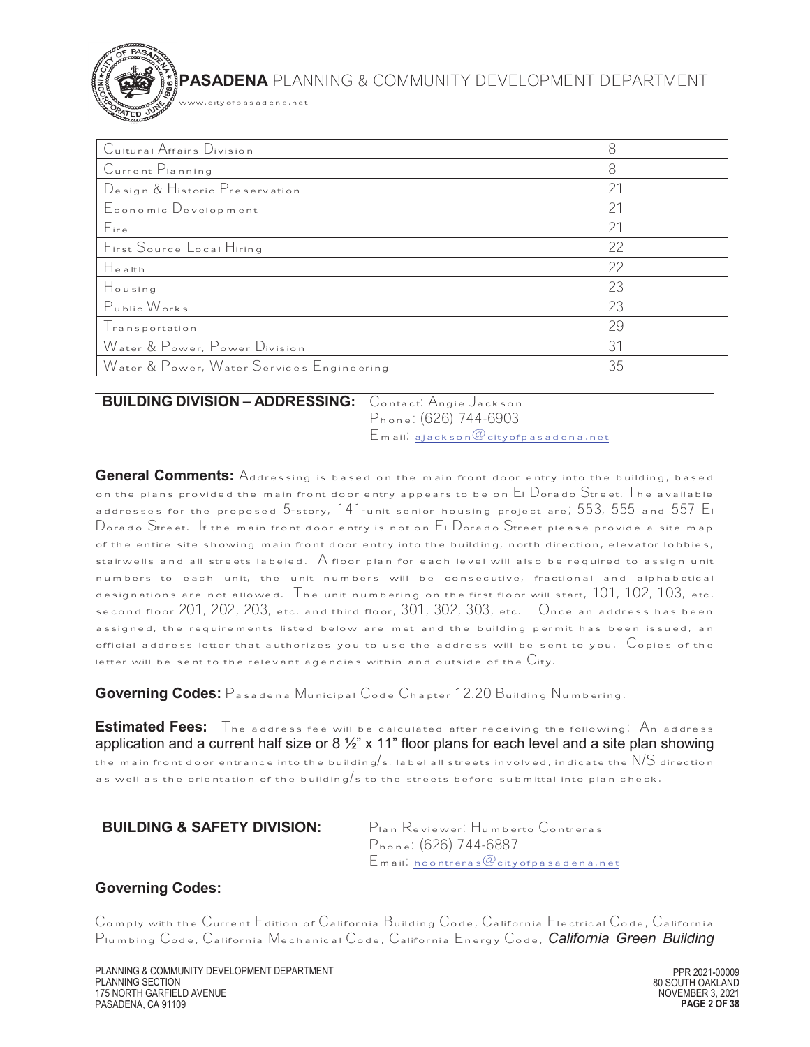| | |
|---|---|
| Cultural Affairs Division | 8 |
| Current Planning | 8 |
| Design & Historic Preservation | 21 |
| Economic Development | 21 |
| Fire | 21 |
| First Source Local Hiring | 22 |
| Health | 22 |
| Housing | 23 |
| Public Works | 23 |
| Transportation | 29 |
| Water & Power, Power Division | 31 |
| Water & Power, Water Services Engineering | 35 |

**BUILDING DIVISION – ADDRESSING:** Contact: Angie Jackson
Phone: (626) 744-6903
Email: ajackson@cityofpasadena.net

**General Comments:** Addressing is based on the main front door entry into the building, based on the plans provided the main front door entry appears to be on El Dorado Street. The available addresses for the proposed 5-story, 141-unit senior housing project are; 553, 555 and 557 El Dorado Street. If the main front door entry is not on El Dorado Street please provide a site map of the entire site showing main front door entry into the building, north direction, elevator lobbies, stairwells and all streets labeled. A floor plan for each level will also be required to assign unit numbers to each unit, the unit numbers will be consecutive, fractional and alphabetical designations are not allowed. The unit numbering on the first floor will start, 101, 102, 103, etc. second floor 201, 202, 203, etc. and third floor, 301, 302, 303, etc. Once an address has been assigned, the requirements listed below are met and the building permit has been issued, an official address letter that authorizes you to use the address will be sent to you. Copies of the letter will be sent to the relevant agencies within and outside of the City.

**Governing Codes:** Pasadena Municipal Code Chapter 12.20 Building Numbering.

**Estimated Fees:** The address fee will be calculated after receiving the following: An address application and a current half size or 8 ½" x 11" floor plans for each level and a site plan showing the main front door entrance into the building/s, label all streets involved, indicate the N/S direction as well as the orientation of the building/s to the streets before submittal into plan check.

**BUILDING & SAFETY DIVISION:** Plan Reviewer: Humberto Contreras
Phone: (626) 744-6887
Email: hcontreras@cityofpasadena.net

**Governing Codes:**

Comply with the Current Edition of California Building Code, California Electrical Code, California Plumbing Code, California Mechanical Code, California Energy Code, *California Green Building*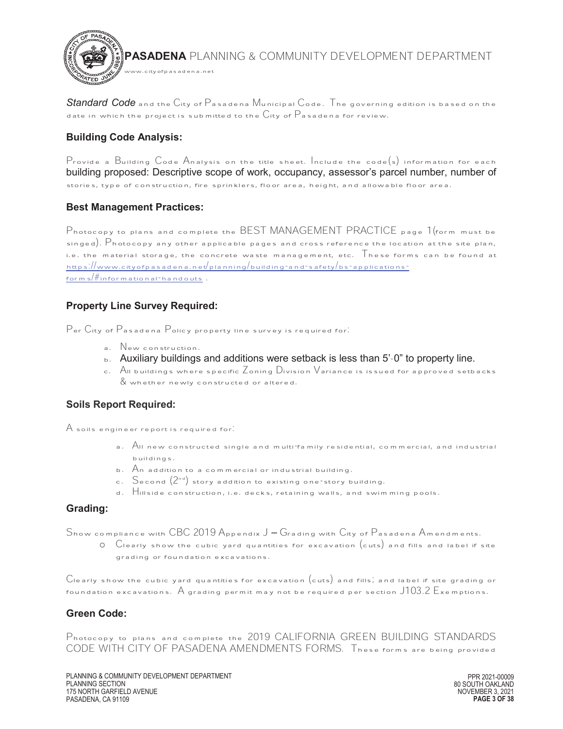*Standard Code* and the City of Pasadena Municipal Code. The governing edition is based on the date in which the project is submitted to the City of Pasadena for review.

### Building Code Analysis:

Provide a Building Code Analysis on the title sheet. Include the code(s) information for each building proposed: Descriptive scope of work, occupancy, assessor's parcel number, number of stories, type of construction, fire sprinklers, floor area, height, and allowable floor area.

### Best Management Practices:

Photocopy to plans and complete the BEST MANAGEMENT PRACTICE page 1(form must be singed). Photocopy any other applicable pages and cross reference the location at the site plan, i.e. the material storage, the concrete waste management, etc. These forms can be found at https://www.cityofpasadena.net/planning/building-and-safety/bs-applications-forms/#informational-handouts .

### Property Line Survey Required:

Per City of Pasadena Policy property line survey is required for:

a. New construction.
b. Auxiliary buildings and additions were setback is less than 5'-0" to property line.
c. All buildings where specific Zoning Division Variance is issued for approved setbacks & whether newly constructed or altered.

### Soils Report Required:

A soils engineer report is required for:

a. All new constructed single and multi-family residential, commercial, and industrial buildings.
b. An addition to a commercial or industrial building.
c. Second (2nd) story addition to existing one-story building.
d. Hillside construction, i.e. decks, retaining walls, and swimming pools.

### Grading:

Show compliance with CBC 2019 Appendix J – Grading with City of Pasadena Amendments.

- Clearly show the cubic yard quantities for excavation (cuts) and fills and label if site grading or foundation excavations.

Clearly show the cubic yard quantities for excavation (cuts) and fills; and label if site grading or foundation excavations. A grading permit may not be required per section J103.2 Exemptions.

### Green Code:

Photocopy to plans and complete the 2019 CALIFORNIA GREEN BUILDING STANDARDS CODE WITH CITY OF PASADENA AMENDMENTS FORMS. These forms are being provided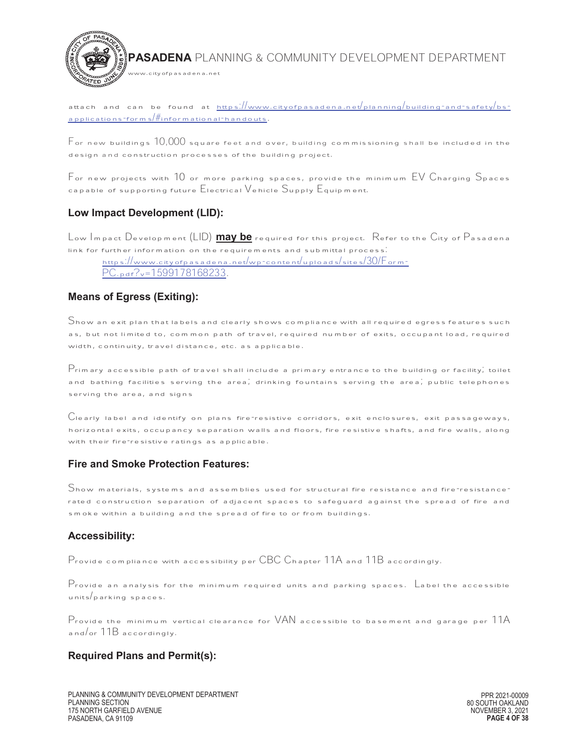attach and can be found at [https://www.cityofpasadena.net/planning/building-and-safety/bs-applications-forms/#informational-handouts](https://www.cityofpasadena.net/planning/building-and-safety/bs-applications-forms/#informational-handouts).

For new buildings 10,000 square feet and over, building commissioning shall be included in the design and construction processes of the building project.

For new projects with 10 or more parking spaces, provide the minimum EV Charging Spaces capable of supporting future Electrical Vehicle Supply Equipment.

### Low Impact Development (LID):

Low Impact Development (LID) **may be** required for this project. Refer to the City of Pasadena link for further information on the requirements and submittal process:

[https://www.cityofpasadena.net/wp-content/uploads/sites/30/Form-PC.pdf?v=1599178168233](https://www.cityofpasadena.net/wp-content/uploads/sites/30/Form-PC.pdf?v=1599178168233).

### Means of Egress (Exiting):

Show an exit plan that labels and clearly shows compliance with all required egress features such as, but not limited to, common path of travel, required number of exits, occupant load, required width, continuity, travel distance, etc. as applicable.

Primary accessible path of travel shall include a primary entrance to the building or facility; toilet and bathing facilities serving the area; drinking fountains serving the area; public telephones serving the area, and signs

Clearly label and identify on plans fire-resistive corridors, exit enclosures, exit passageways, horizontal exits, occupancy separation walls and floors, fire resistive shafts, and fire walls, along with their fire-resistive ratings as applicable.

### Fire and Smoke Protection Features:

Show materials, systems and assemblies used for structural fire resistance and fire-resistance-rated construction separation of adjacent spaces to safeguard against the spread of fire and smoke within a building and the spread of fire to or from buildings.

### Accessibility:

Provide compliance with accessibility per CBC Chapter 11A and 11B accordingly.

Provide an analysis for the minimum required units and parking spaces. Label the accessible units/parking spaces.

Provide the minimum vertical clearance for VAN accessible to basement and garage per 11A and/or 11B accordingly.

### Required Plans and Permit(s):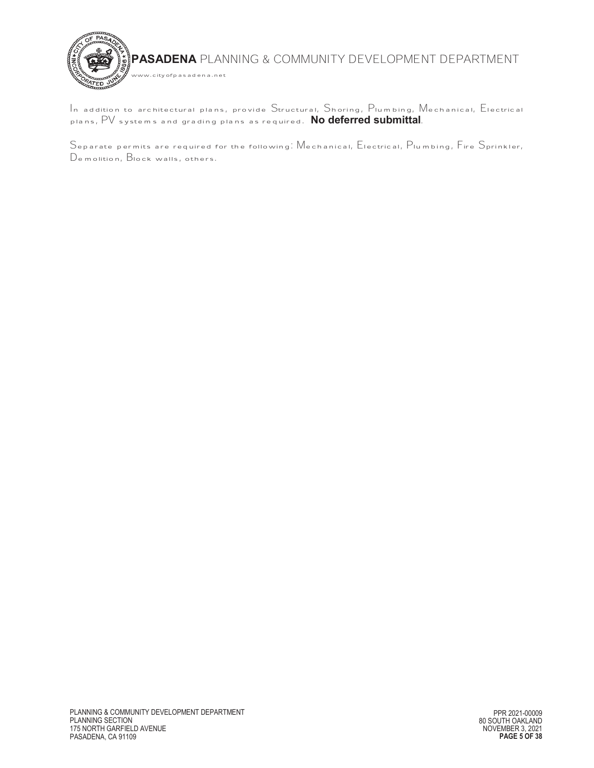In addition to architectural plans, provide Structural, Shoring, Plumbing, Mechanical, Electrical plans, PV systems and grading plans as required. **No deferred submittal**.

Separate permits are required for the following: Mechanical, Electrical, Plumbing, Fire Sprinkler, Demolition, Block walls, others.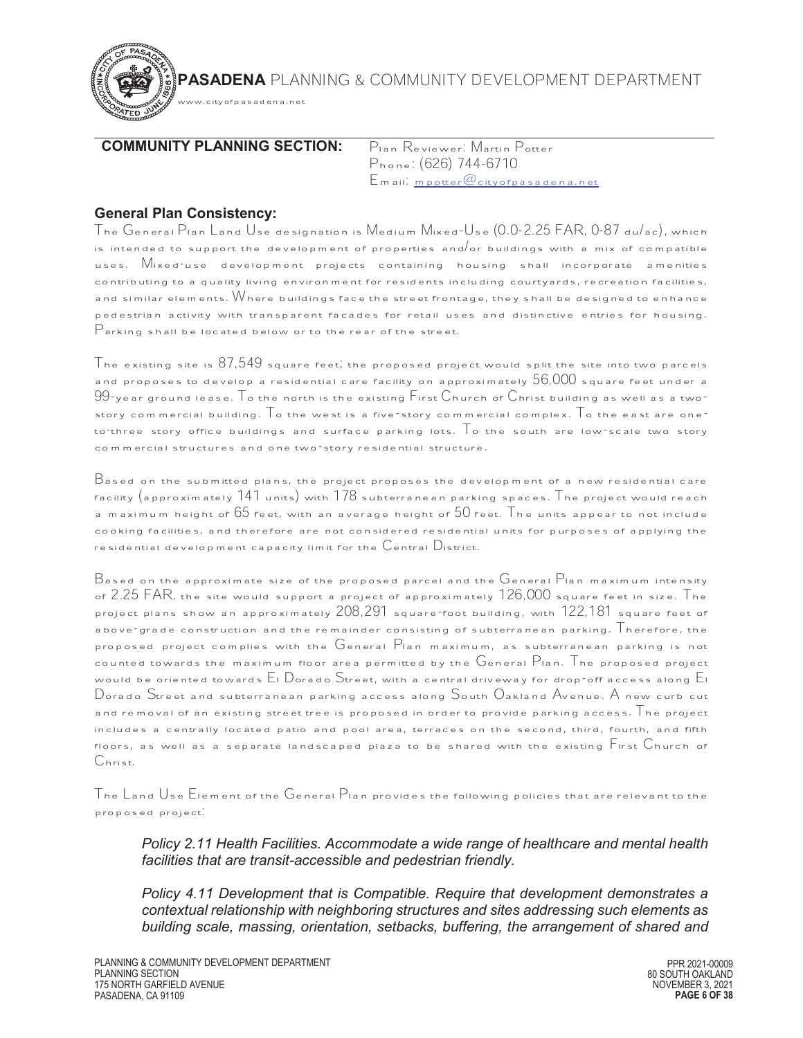**COMMUNITY PLANNING SECTION:** Plan Reviewer: Martin Potter
Phone: (626) 744-6710
Email: mpotter@cityofpasadena.net

### General Plan Consistency:

The General Plan Land Use designation is Medium Mixed-Use (0.0-2.25 FAR, 0-87 du/ac), which is intended to support the development of properties and/or buildings with a mix of compatible uses. Mixed-use development projects containing housing shall incorporate amenities contributing to a quality living environment for residents including courtyards, recreation facilities, and similar elements. Where buildings face the street frontage, they shall be designed to enhance pedestrian activity with transparent facades for retail uses and distinctive entries for housing. Parking shall be located below or to the rear of the street.

The existing site is 87,549 square feet; the proposed project would split the site into two parcels and proposes to develop a residential care facility on approximately 56,000 square feet under a 99-year ground lease. To the north is the existing First Church of Christ building as well as a two-story commercial building. To the west is a five-story commercial complex. To the east are one-to-three story office buildings and surface parking lots. To the south are low-scale two story commercial structures and one two-story residential structure.

Based on the submitted plans, the project proposes the development of a new residential care facility (approximately 141 units) with 178 subterranean parking spaces. The project would reach a maximum height of 65 feet, with an average height of 50 feet. The units appear to not include cooking facilities, and therefore are not considered residential units for purposes of applying the residential development capacity limit for the Central District.

Based on the approximate size of the proposed parcel and the General Plan maximum intensity of 2.25 FAR, the site would support a project of approximately 126,000 square feet in size. The project plans show an approximately 208,291 square-foot building, with 122,181 square feet of above-grade construction and the remainder consisting of subterranean parking. Therefore, the proposed project complies with the General Plan maximum, as subterranean parking is not counted towards the maximum floor area permitted by the General Plan. The proposed project would be oriented towards El Dorado Street, with a central driveway for drop-off access along El Dorado Street and subterranean parking access along South Oakland Avenue. A new curb cut and removal of an existing street tree is proposed in order to provide parking access. The project includes a centrally located patio and pool area, terraces on the second, third, fourth, and fifth floors, as well as a separate landscaped plaza to be shared with the existing First Church of Christ.

The Land Use Element of the General Plan provides the following policies that are relevant to the proposed project:

> *Policy 2.11 Health Facilities. Accommodate a wide range of healthcare and mental health facilities that are transit-accessible and pedestrian friendly.*
>
> *Policy 4.11 Development that is Compatible. Require that development demonstrates a contextual relationship with neighboring structures and sites addressing such elements as building scale, massing, orientation, setbacks, buffering, the arrangement of shared and*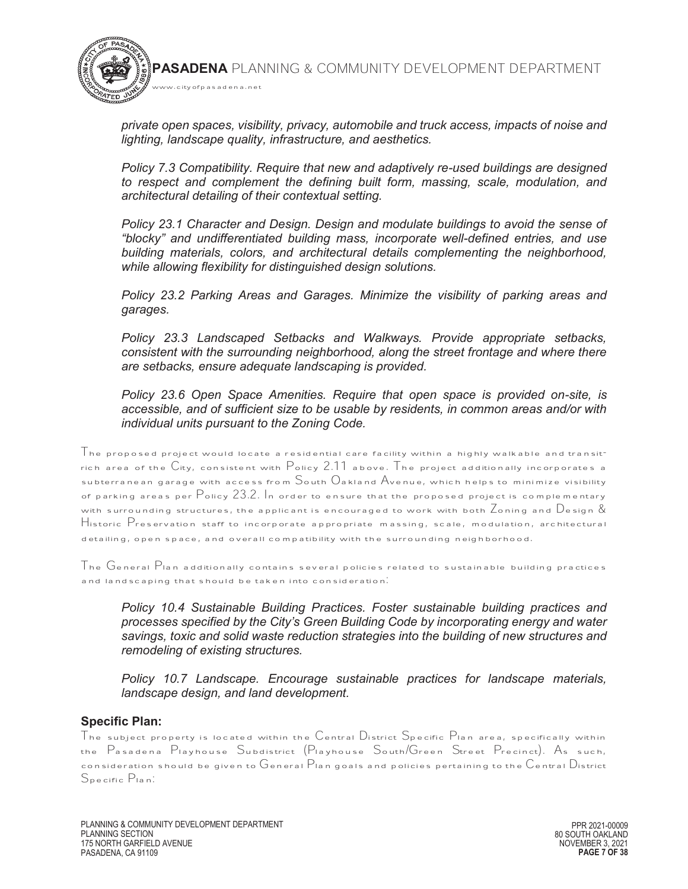*private open spaces, visibility, privacy, automobile and truck access, impacts of noise and lighting, landscape quality, infrastructure, and aesthetics.*

*Policy 7.3 Compatibility. Require that new and adaptively re-used buildings are designed to respect and complement the defining built form, massing, scale, modulation, and architectural detailing of their contextual setting.*

*Policy 23.1 Character and Design. Design and modulate buildings to avoid the sense of "blocky" and undifferentiated building mass, incorporate well-defined entries, and use building materials, colors, and architectural details complementing the neighborhood, while allowing flexibility for distinguished design solutions.*

*Policy 23.2 Parking Areas and Garages. Minimize the visibility of parking areas and garages.*

*Policy 23.3 Landscaped Setbacks and Walkways. Provide appropriate setbacks, consistent with the surrounding neighborhood, along the street frontage and where there are setbacks, ensure adequate landscaping is provided.*

*Policy 23.6 Open Space Amenities. Require that open space is provided on-site, is accessible, and of sufficient size to be usable by residents, in common areas and/or with individual units pursuant to the Zoning Code.*

The proposed project would locate a residential care facility within a highly walkable and transit-rich area of the City, consistent with Policy 2.11 above. The project additionally incorporates a subterranean garage with access from South Oakland Avenue, which helps to minimize visibility of parking areas per Policy 23.2. In order to ensure that the proposed project is complementary with surrounding structures, the applicant is encouraged to work with both Zoning and Design & Historic Preservation staff to incorporate appropriate massing, scale, modulation, architectural detailing, open space, and overall compatibility with the surrounding neighborhood.

The General Plan additionally contains several policies related to sustainable building practices and landscaping that should be taken into consideration:

*Policy 10.4 Sustainable Building Practices. Foster sustainable building practices and processes specified by the City's Green Building Code by incorporating energy and water savings, toxic and solid waste reduction strategies into the building of new structures and remodeling of existing structures.*

*Policy 10.7 Landscape. Encourage sustainable practices for landscape materials, landscape design, and land development.*

**Specific Plan:**

The subject property is located within the Central District Specific Plan area, specifically within the Pasadena Playhouse Subdistrict (Playhouse South/Green Street Precinct). As such, consideration should be given to General Plan goals and policies pertaining to the Central District Specific Plan: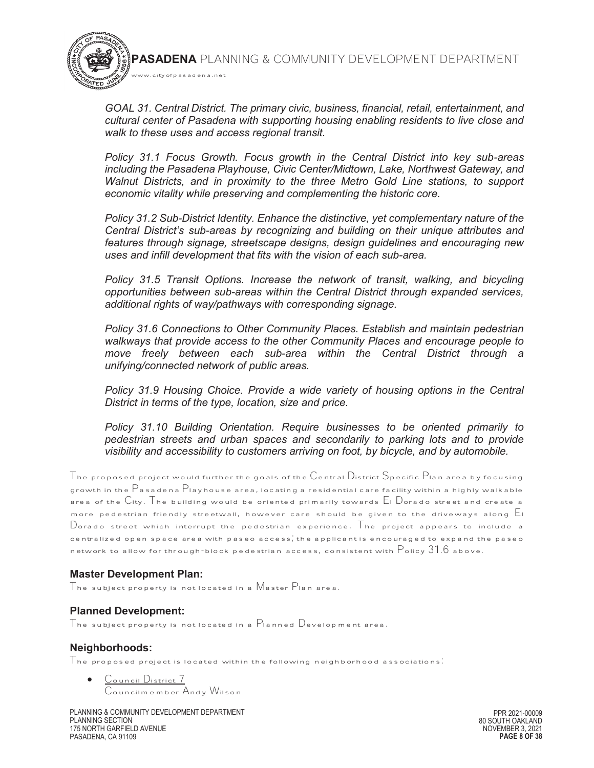*GOAL 31. Central District. The primary civic, business, financial, retail, entertainment, and cultural center of Pasadena with supporting housing enabling residents to live close and walk to these uses and access regional transit.*

*Policy 31.1 Focus Growth. Focus growth in the Central District into key sub-areas including the Pasadena Playhouse, Civic Center/Midtown, Lake, Northwest Gateway, and Walnut Districts, and in proximity to the three Metro Gold Line stations, to support economic vitality while preserving and complementing the historic core.*

*Policy 31.2 Sub-District Identity. Enhance the distinctive, yet complementary nature of the Central District's sub-areas by recognizing and building on their unique attributes and features through signage, streetscape designs, design guidelines and encouraging new uses and infill development that fits with the vision of each sub-area.*

*Policy 31.5 Transit Options. Increase the network of transit, walking, and bicycling opportunities between sub-areas within the Central District through expanded services, additional rights of way/pathways with corresponding signage.*

*Policy 31.6 Connections to Other Community Places. Establish and maintain pedestrian walkways that provide access to the other Community Places and encourage people to move freely between each sub-area within the Central District through a unifying/connected network of public areas.*

*Policy 31.9 Housing Choice. Provide a wide variety of housing options in the Central District in terms of the type, location, size and price.*

*Policy 31.10 Building Orientation. Require businesses to be oriented primarily to pedestrian streets and urban spaces and secondarily to parking lots and to provide visibility and accessibility to customers arriving on foot, by bicycle, and by automobile.*

The proposed project would further the goals of the Central District Specific Plan area by focusing growth in the Pasadena Playhouse area, locating a residential care facility within a highly walkable area of the City. The building would be oriented primarily towards El Dorado street and create a more pedestrian friendly streetwall, however care should be given to the driveways along El Dorado street which interrupt the pedestrian experience. The project appears to include a centralized open space area with paseo access; the applicant is encouraged to expand the paseo network to allow for through-block pedestrian access, consistent with Policy 31.6 above.

### Master Development Plan:

The subject property is not located in a Master Plan area.

### Planned Development:

The subject property is not located in a Planned Development area.

### Neighborhoods:

The proposed project is located within the following neighborhood associations:

- Council District 7
  Councilmember Andy Wilson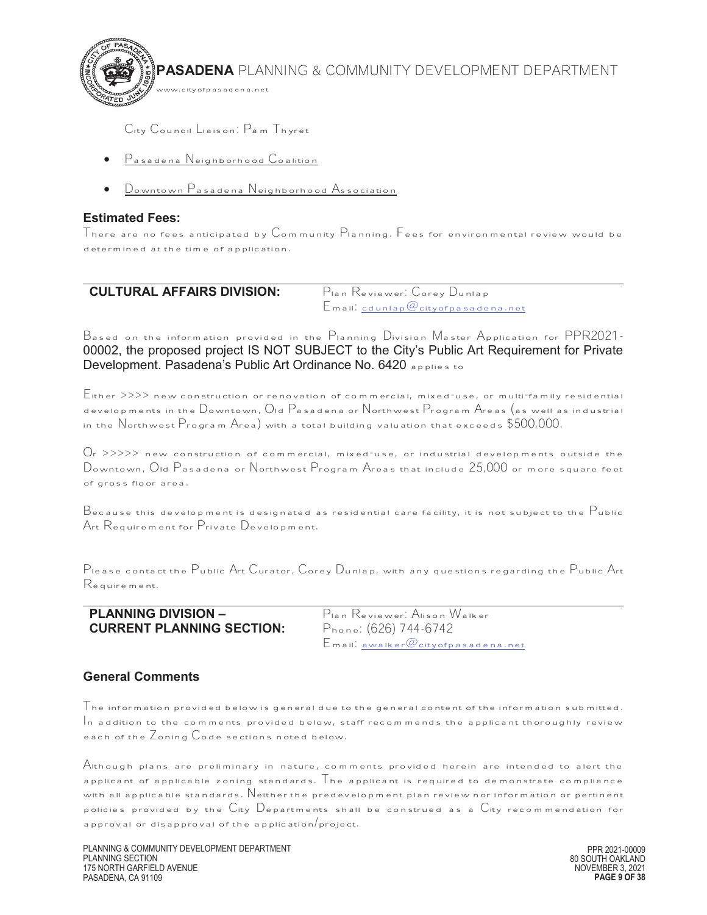City Council Liaison: Pam Thyret

- Pasadena Neighborhood Coalition
- Downtown Pasadena Neighborhood Association

### Estimated Fees:

There are no fees anticipated by Community Planning. Fees for environmental review would be determined at the time of application.

## CULTURAL AFFAIRS DIVISION:

Plan Reviewer: Corey Dunlap
Email: cdunlap@cityofpasadena.net

Based on the information provided in the Planning Division Master Application for PPR2021-00002, the proposed project IS NOT SUBJECT to the City's Public Art Requirement for Private Development. Pasadena's Public Art Ordinance No. 6420 applies to

Either >>>> new construction or renovation of commercial, mixed-use, or multi-family residential developments in the Downtown, Old Pasadena or Northwest Program Areas (as well as industrial in the Northwest Program Area) with a total building valuation that exceeds $500,000.

Or >>>>> new construction of commercial, mixed-use, or industrial developments outside the Downtown, Old Pasadena or Northwest Program Areas that include 25,000 or more square feet of gross floor area.

Because this development is designated as residential care facility, it is not subject to the Public Art Requirement for Private Development.

Please contact the Public Art Curator, Corey Dunlap, with any questions regarding the Public Art Requirement.

## PLANNING DIVISION – CURRENT PLANNING SECTION:

Plan Reviewer: Alison Walker
Phone: (626) 744-6742
Email: awalker@cityofpasadena.net

### General Comments

The information provided below is general due to the general content of the information submitted. In addition to the comments provided below, staff recommends the applicant thoroughly review each of the Zoning Code sections noted below.

Although plans are preliminary in nature, comments provided herein are intended to alert the applicant of applicable zoning standards. The applicant is required to demonstrate compliance with all applicable standards. Neither the predevelopment plan review nor information or pertinent policies provided by the City Departments shall be construed as a City recommendation for approval or disapproval of the application/project.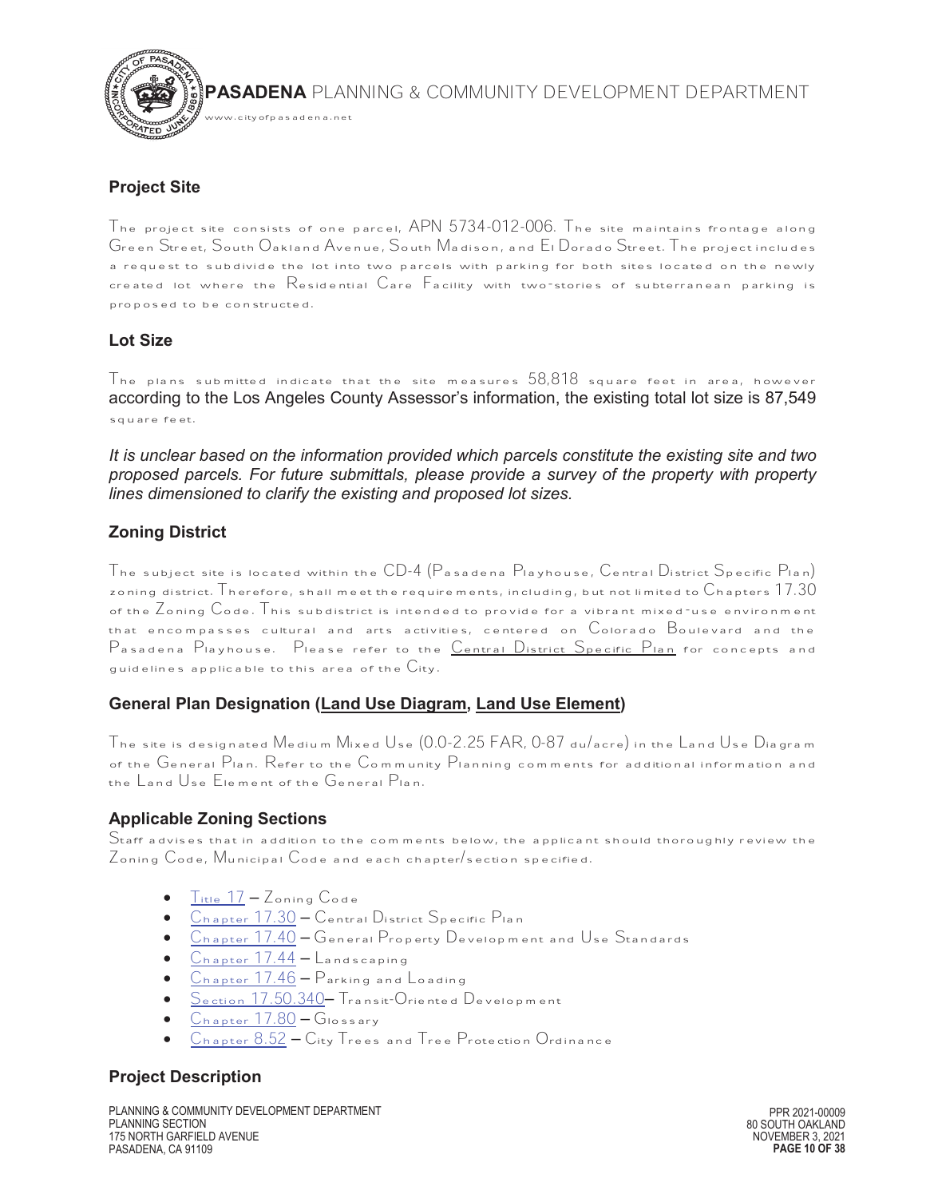## Project Site

The project site consists of one parcel, APN 5734-012-006. The site maintains frontage along Green Street, South Oakland Avenue, South Madison, and El Dorado Street. The project includes a request to subdivide the lot into two parcels with parking for both sites located on the newly created lot where the Residential Care Facility with two-stories of subterranean parking is proposed to be constructed.

## Lot Size

The plans submitted indicate that the site measures 58,818 square feet in area, however according to the Los Angeles County Assessor's information, the existing total lot size is 87,549 square feet.

*It is unclear based on the information provided which parcels constitute the existing site and two proposed parcels. For future submittals, please provide a survey of the property with property lines dimensioned to clarify the existing and proposed lot sizes.*

## Zoning District

The subject site is located within the CD-4 (Pasadena Playhouse, Central District Specific Plan) zoning district. Therefore, shall meet the requirements, including, but not limited to Chapters 17.30 of the Zoning Code. This subdistrict is intended to provide for a vibrant mixed-use environment that encompasses cultural and arts activities, centered on Colorado Boulevard and the Pasadena Playhouse. Please refer to the Central District Specific Plan for concepts and guidelines applicable to this area of the City.

## General Plan Designation (Land Use Diagram, Land Use Element)

The site is designated Medium Mixed Use (0.0-2.25 FAR, 0-87 du/acre) in the Land Use Diagram of the General Plan. Refer to the Community Planning comments for additional information and the Land Use Element of the General Plan.

## Applicable Zoning Sections

Staff advises that in addition to the comments below, the applicant should thoroughly review the Zoning Code, Municipal Code and each chapter/section specified.

- Title 17 – Zoning Code
- Chapter 17.30 – Central District Specific Plan
- Chapter 17.40 – General Property Development and Use Standards
- Chapter 17.44 – Landscaping
- Chapter 17.46 – Parking and Loading
- Section 17.50.340– Transit-Oriented Development
- Chapter 17.80 – Glossary
- Chapter 8.52 – City Trees and Tree Protection Ordinance

## Project Description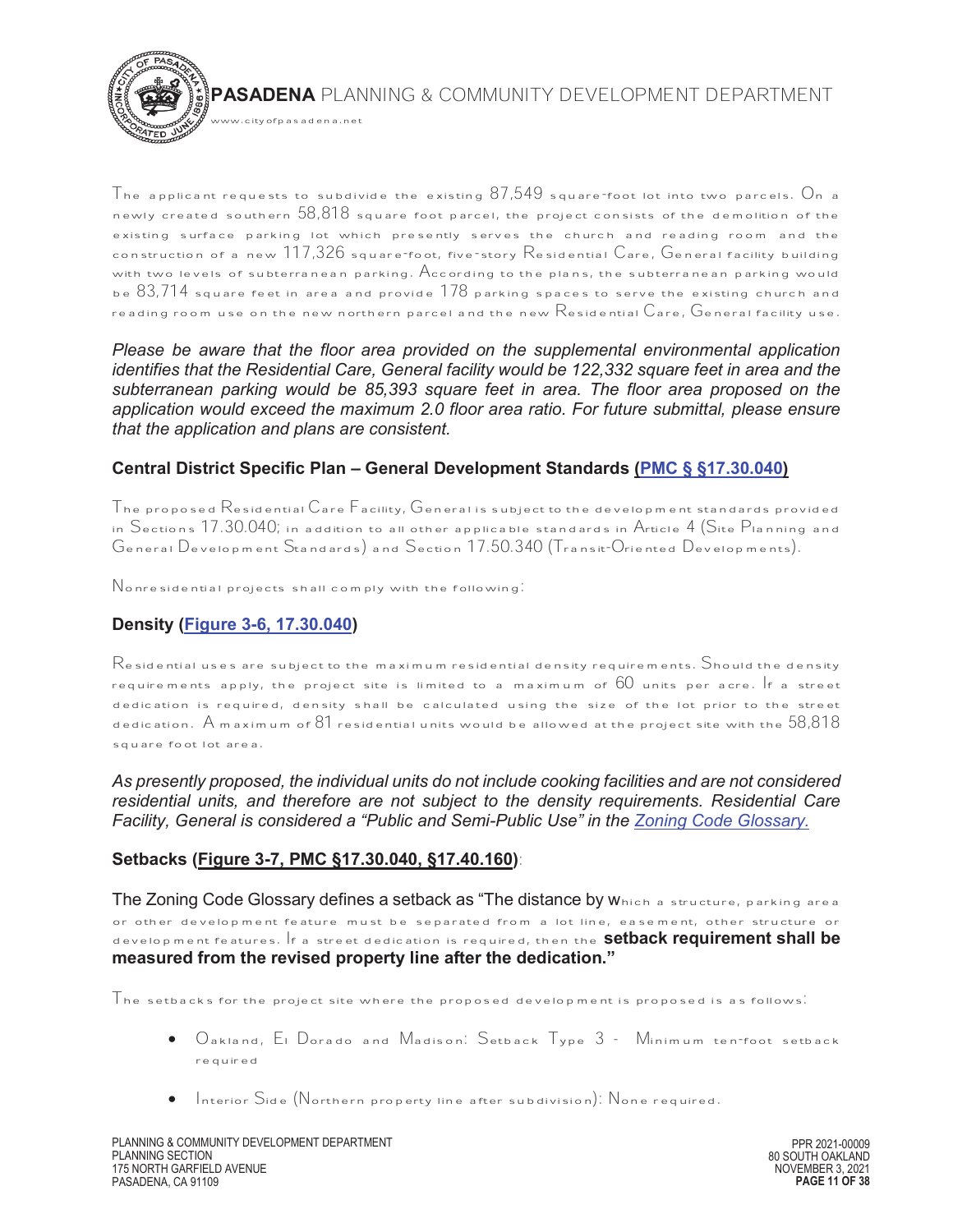The applicant requests to subdivide the existing 87,549 square-foot lot into two parcels. On a newly created southern 58,818 square foot parcel, the project consists of the demolition of the existing surface parking lot which presently serves the church and reading room and the construction of a new 117,326 square-foot, five-story Residential Care, General facility building with two levels of subterranean parking. According to the plans, the subterranean parking would be 83,714 square feet in area and provide 178 parking spaces to serve the existing church and reading room use on the new northern parcel and the new Residential Care, General facility use.

*Please be aware that the floor area provided on the supplemental environmental application identifies that the Residential Care, General facility would be 122,332 square feet in area and the subterranean parking would be 85,393 square feet in area. The floor area proposed on the application would exceed the maximum 2.0 floor area ratio. For future submittal, please ensure that the application and plans are consistent.*

### Central District Specific Plan – General Development Standards (PMC § §17.30.040)

The proposed Residential Care Facility, General is subject to the development standards provided in Sections 17.30.040; in addition to all other applicable standards in Article 4 (Site Planning and General Development Standards) and Section 17.50.340 (Transit-Oriented Developments).

Nonresidential projects shall comply with the following:

### Density (Figure 3-6, 17.30.040)

Residential uses are subject to the maximum residential density requirements. Should the density requirements apply, the project site is limited to a maximum of 60 units per acre. If a street dedication is required, density shall be calculated using the size of the lot prior to the street dedication. A maximum of 81 residential units would be allowed at the project site with the 58,818 square foot lot area.

*As presently proposed, the individual units do not include cooking facilities and are not considered residential units, and therefore are not subject to the density requirements. Residential Care Facility, General is considered a "Public and Semi-Public Use" in the Zoning Code Glossary.*

### Setbacks (Figure 3-7, PMC §17.30.040, §17.40.160):

The Zoning Code Glossary defines a setback as "The distance by which a structure, parking area or other development feature must be separated from a lot line, easement, other structure or development features. If a street dedication is required, then the **setback requirement shall be measured from the revised property line after the dedication."**

The setbacks for the project site where the proposed development is proposed is as follows:

- Oakland, El Dorado and Madison: Setback Type 3 - Minimum ten-foot setback required
- Interior Side (Northern property line after subdivision): None required.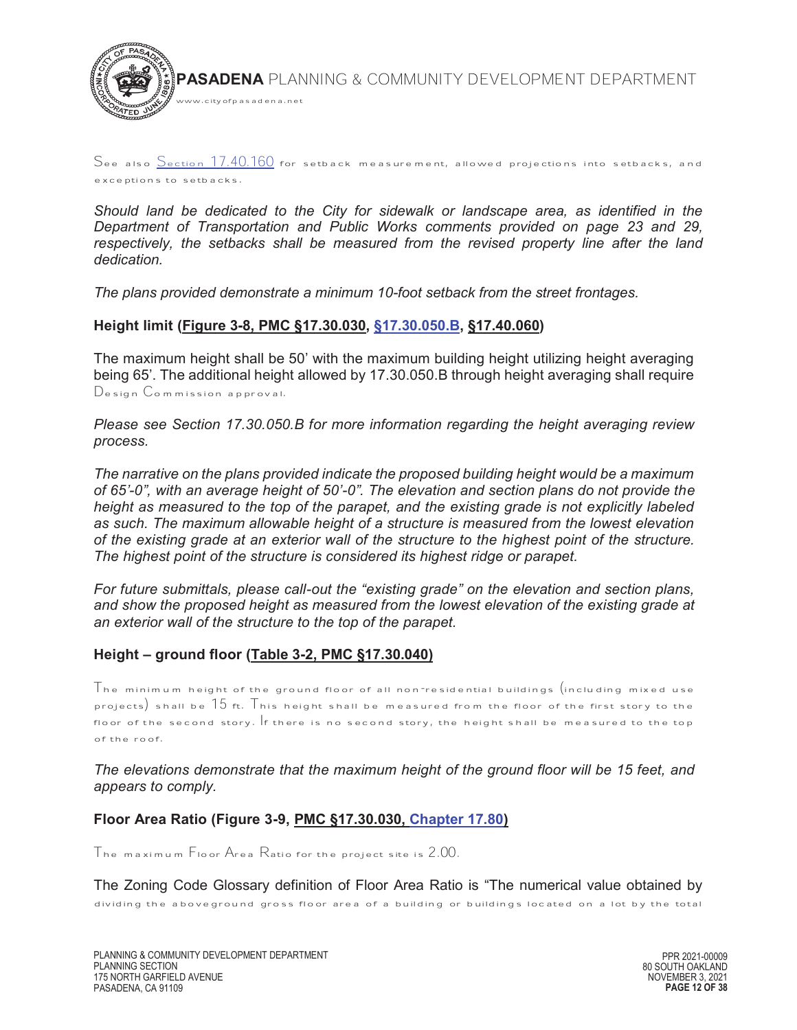See also Section 17.40.160 for setback measurement, allowed projections into setbacks, and exceptions to setbacks.

*Should land be dedicated to the City for sidewalk or landscape area, as identified in the Department of Transportation and Public Works comments provided on page 23 and 29, respectively, the setbacks shall be measured from the revised property line after the land dedication.*

*The plans provided demonstrate a minimum 10-foot setback from the street frontages.*

### Height limit (Figure 3-8, PMC §17.30.030, §17.30.050.B, §17.40.060)

The maximum height shall be 50' with the maximum building height utilizing height averaging being 65'. The additional height allowed by 17.30.050.B through height averaging shall require Design Commission approval.

*Please see Section 17.30.050.B for more information regarding the height averaging review process.*

*The narrative on the plans provided indicate the proposed building height would be a maximum of 65'-0", with an average height of 50'-0". The elevation and section plans do not provide the height as measured to the top of the parapet, and the existing grade is not explicitly labeled as such. The maximum allowable height of a structure is measured from the lowest elevation of the existing grade at an exterior wall of the structure to the highest point of the structure. The highest point of the structure is considered its highest ridge or parapet.*

*For future submittals, please call-out the "existing grade" on the elevation and section plans, and show the proposed height as measured from the lowest elevation of the existing grade at an exterior wall of the structure to the top of the parapet.*

### Height – ground floor (Table 3-2, PMC §17.30.040)

The minimum height of the ground floor of all non-residential buildings (including mixed use projects) shall be 15 ft. This height shall be measured from the floor of the first story to the floor of the second story. If there is no second story, the height shall be measured to the top of the roof.

*The elevations demonstrate that the maximum height of the ground floor will be 15 feet, and appears to comply.*

### Floor Area Ratio (Figure 3-9, PMC §17.30.030, Chapter 17.80)

The maximum Floor Area Ratio for the project site is 2.00.

The Zoning Code Glossary definition of Floor Area Ratio is "The numerical value obtained by dividing the aboveground gross floor area of a building or buildings located on a lot by the total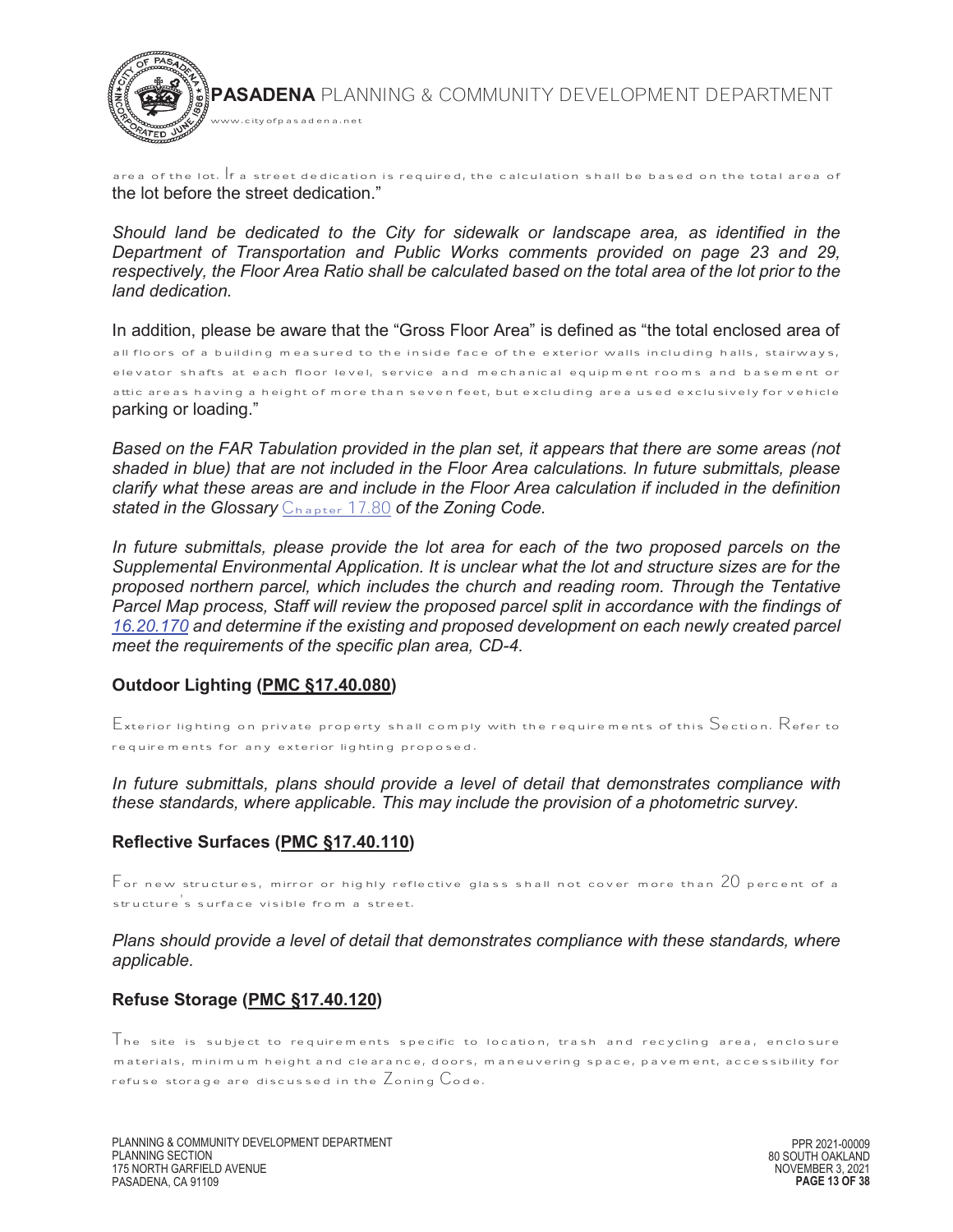area of the lot. If a street dedication is required, the calculation shall be based on the total area of the lot before the street dedication."

*Should land be dedicated to the City for sidewalk or landscape area, as identified in the Department of Transportation and Public Works comments provided on page 23 and 29, respectively, the Floor Area Ratio shall be calculated based on the total area of the lot prior to the land dedication.*

In addition, please be aware that the "Gross Floor Area" is defined as "the total enclosed area of all floors of a building measured to the inside face of the exterior walls including halls, stairways, elevator shafts at each floor level, service and mechanical equipment rooms and basement or attic areas having a height of more than seven feet, but excluding area used exclusively for vehicle parking or loading."

*Based on the FAR Tabulation provided in the plan set, it appears that there are some areas (not shaded in blue) that are not included in the Floor Area calculations. In future submittals, please clarify what these areas are and include in the Floor Area calculation if included in the definition stated in the Glossary* Chapter 17.80 *of the Zoning Code.*

*In future submittals, please provide the lot area for each of the two proposed parcels on the Supplemental Environmental Application. It is unclear what the lot and structure sizes are for the proposed northern parcel, which includes the church and reading room. Through the Tentative Parcel Map process, Staff will review the proposed parcel split in accordance with the findings of 16.20.170 and determine if the existing and proposed development on each newly created parcel meet the requirements of the specific plan area, CD-4.*

### Outdoor Lighting (PMC §17.40.080)

Exterior lighting on private property shall comply with the requirements of this Section. Refer to requirements for any exterior lighting proposed.

*In future submittals, plans should provide a level of detail that demonstrates compliance with these standards, where applicable. This may include the provision of a photometric survey.*

### Reflective Surfaces (PMC §17.40.110)

For new structures, mirror or highly reflective glass shall not cover more than 20 percent of a structure's surface visible from a street.

*Plans should provide a level of detail that demonstrates compliance with these standards, where applicable.*

### Refuse Storage (PMC §17.40.120)

The site is subject to requirements specific to location, trash and recycling area, enclosure materials, minimum height and clearance, doors, maneuvering space, pavement, accessibility for refuse storage are discussed in the Zoning Code.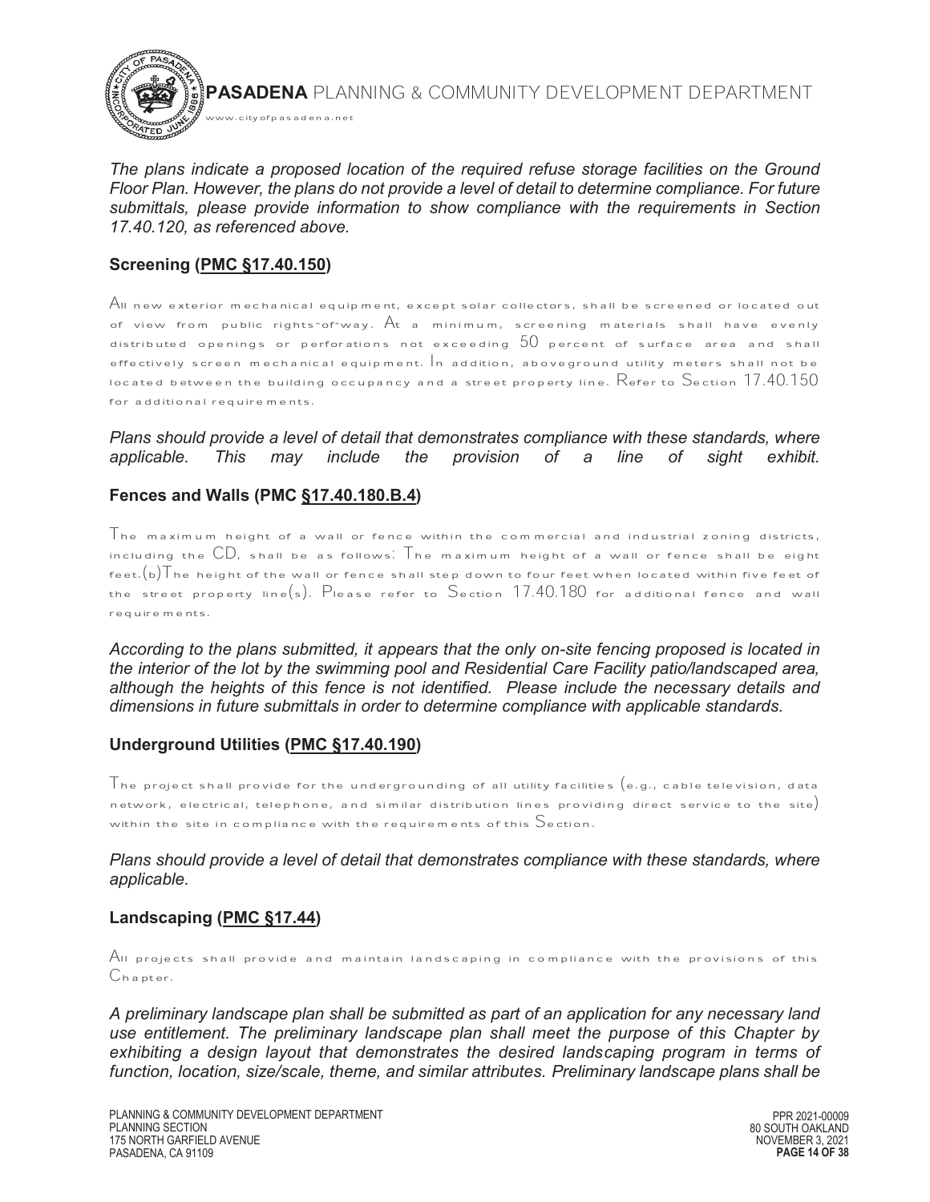*The plans indicate a proposed location of the required refuse storage facilities on the Ground Floor Plan. However, the plans do not provide a level of detail to determine compliance. For future submittals, please provide information to show compliance with the requirements in Section 17.40.120, as referenced above.*

### Screening (PMC §17.40.150)

All new exterior mechanical equipment, except solar collectors, shall be screened or located out of view from public rights-of-way. At a minimum, screening materials shall have evenly distributed openings or perforations not exceeding 50 percent of surface area and shall effectively screen mechanical equipment. In addition, aboveground utility meters shall not be located between the building occupancy and a street property line. Refer to Section 17.40.150 for additional requirements.

*Plans should provide a level of detail that demonstrates compliance with these standards, where applicable. This may include the provision of a line of sight exhibit.*

### Fences and Walls (PMC §17.40.180.B.4)

The maximum height of a wall or fence within the commercial and industrial zoning districts, including the CD, shall be as follows: The maximum height of a wall or fence shall be eight feet.(b)The height of the wall or fence shall step down to four feet when located within five feet of the street property line(s). Please refer to Section 17.40.180 for additional fence and wall requirements.

*According to the plans submitted, it appears that the only on-site fencing proposed is located in the interior of the lot by the swimming pool and Residential Care Facility patio/landscaped area, although the heights of this fence is not identified. Please include the necessary details and dimensions in future submittals in order to determine compliance with applicable standards.*

### Underground Utilities (PMC §17.40.190)

The project shall provide for the undergrounding of all utility facilities (e.g., cable television, data network, electrical, telephone, and similar distribution lines providing direct service to the site) within the site in compliance with the requirements of this Section.

*Plans should provide a level of detail that demonstrates compliance with these standards, where applicable.*

### Landscaping (PMC §17.44)

All projects shall provide and maintain landscaping in compliance with the provisions of this Chapter.

*A preliminary landscape plan shall be submitted as part of an application for any necessary land use entitlement. The preliminary landscape plan shall meet the purpose of this Chapter by exhibiting a design layout that demonstrates the desired landscaping program in terms of function, location, size/scale, theme, and similar attributes. Preliminary landscape plans shall be*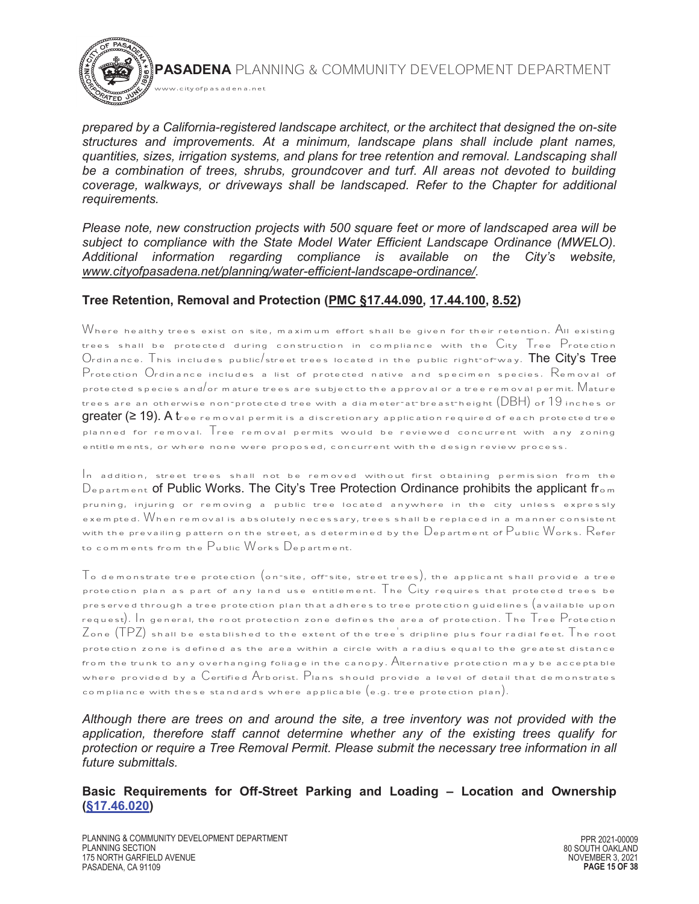*prepared by a California-registered landscape architect, or the architect that designed the on-site structures and improvements. At a minimum, landscape plans shall include plant names, quantities, sizes, irrigation systems, and plans for tree retention and removal. Landscaping shall be a combination of trees, shrubs, groundcover and turf. All areas not devoted to building coverage, walkways, or driveways shall be landscaped. Refer to the Chapter for additional requirements.*

*Please note, new construction projects with 500 square feet or more of landscaped area will be subject to compliance with the State Model Water Efficient Landscape Ordinance (MWELO). Additional information regarding compliance is available on the City's website, www.cityofpasadena.net/planning/water-efficient-landscape-ordinance/.*

### Tree Retention, Removal and Protection (PMC §17.44.090, 17.44.100, 8.52)

Where healthy trees exist on site, maximum effort shall be given for their retention. All existing trees shall be protected during construction in compliance with the City Tree Protection Ordinance. This includes public/street trees located in the public right-of-way. The City's Tree Protection Ordinance includes a list of protected native and specimen species. Removal of protected species and/or mature trees are subject to the approval or a tree removal permit. Mature trees are an otherwise non-protected tree with a diameter-at-breast-height (DBH) of 19 inches or greater (≥ 19). A tree removal permit is a discretionary application required of each protected tree planned for removal. Tree removal permits would be reviewed concurrent with any zoning entitlements, or where none were proposed, concurrent with the design review process.

In addition, street trees shall not be removed without first obtaining permission from the Department of Public Works. The City's Tree Protection Ordinance prohibits the applicant from pruning, injuring or removing a public tree located anywhere in the city unless expressly exempted. When removal is absolutely necessary, trees shall be replaced in a manner consistent with the prevailing pattern on the street, as determined by the Department of Public Works. Refer to comments from the Public Works Department.

To demonstrate tree protection (on-site, off-site, street trees), the applicant shall provide a tree protection plan as part of any land use entitlement. The City requires that protected trees be preserved through a tree protection plan that adheres to tree protection guidelines (available upon request). In general, the root protection zone defines the area of protection. The Tree Protection Zone (TPZ) shall be established to the extent of the tree's dripline plus four radial feet. The root protection zone is defined as the area within a circle with a radius equal to the greatest distance from the trunk to any overhanging foliage in the canopy. Alternative protection may be acceptable where provided by a Certified Arborist. Plans should provide a level of detail that demonstrates compliance with these standards where applicable (e.g. tree protection plan).

*Although there are trees on and around the site, a tree inventory was not provided with the application, therefore staff cannot determine whether any of the existing trees qualify for protection or require a Tree Removal Permit. Please submit the necessary tree information in all future submittals.*

### Basic Requirements for Off-Street Parking and Loading – Location and Ownership (§17.46.020)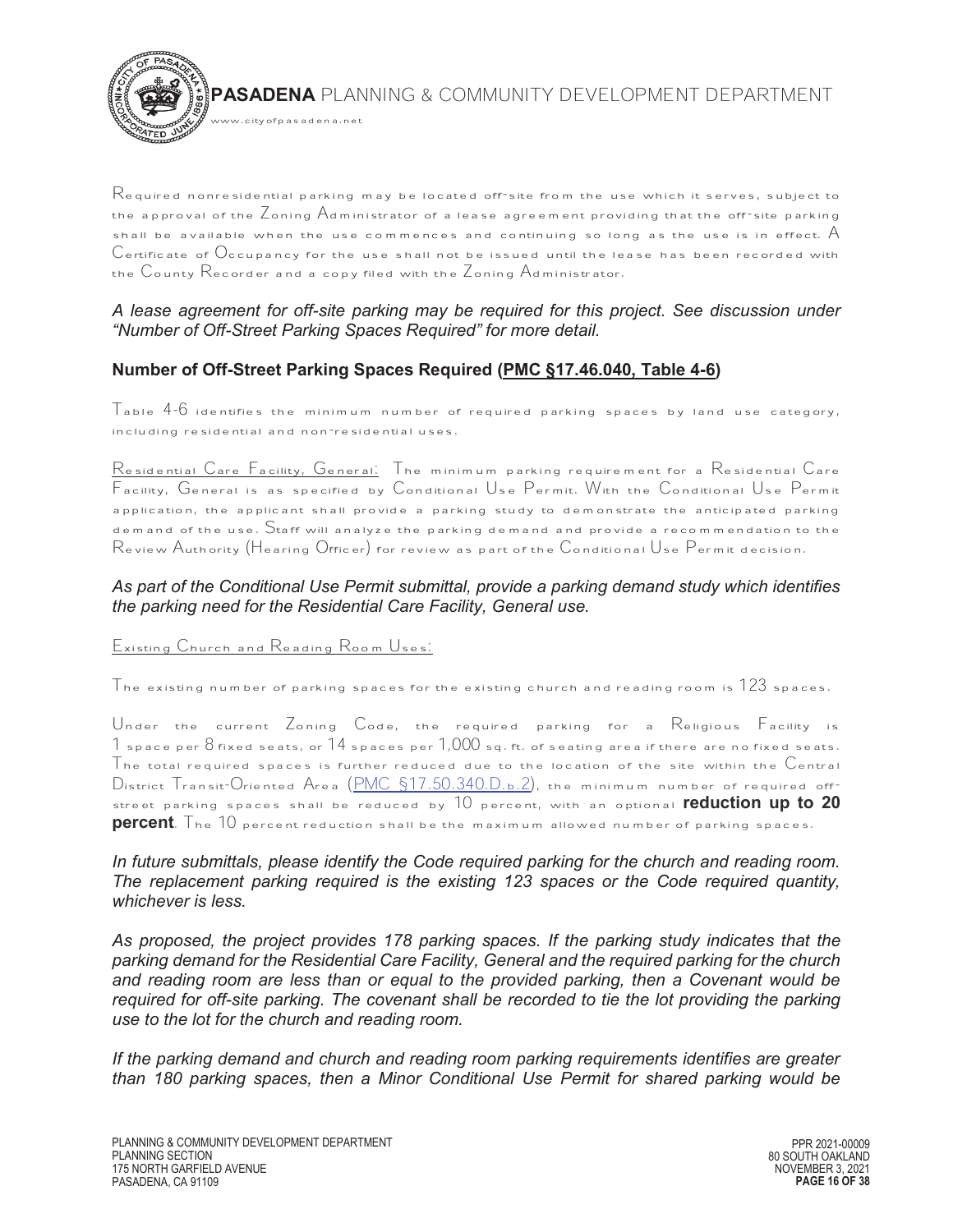Required nonresidential parking may be located off-site from the use which it serves, subject to the approval of the Zoning Administrator of a lease agreement providing that the off-site parking shall be available when the use commences and continuing so long as the use is in effect. A Certificate of Occupancy for the use shall not be issued until the lease has been recorded with the County Recorder and a copy filed with the Zoning Administrator.

*A lease agreement for off-site parking may be required for this project. See discussion under "Number of Off-Street Parking Spaces Required" for more detail.*

**Number of Off-Street Parking Spaces Required (PMC §17.46.040, Table 4-6)**

Table 4-6 identifies the minimum number of required parking spaces by land use category, including residential and non-residential uses.

Residential Care Facility, General: The minimum parking requirement for a Residential Care Facility, General is as specified by Conditional Use Permit. With the Conditional Use Permit application, the applicant shall provide a parking study to demonstrate the anticipated parking demand of the use. Staff will analyze the parking demand and provide a recommendation to the Review Authority (Hearing Officer) for review as part of the Conditional Use Permit decision.

*As part of the Conditional Use Permit submittal, provide a parking demand study which identifies the parking need for the Residential Care Facility, General use.*

Existing Church and Reading Room Uses:

The existing number of parking spaces for the existing church and reading room is 123 spaces.

Under the current Zoning Code, the required parking for a Religious Facility is 1 space per 8 fixed seats, or 14 spaces per 1,000 sq. ft. of seating area if there are no fixed seats. The total required spaces is further reduced due to the location of the site within the Central District Transit-Oriented Area (PMC §17.50.340.D.b.2), the minimum number of required off-street parking spaces shall be reduced by 10 percent, with an optional **reduction up to 20 percent**. The 10 percent reduction shall be the maximum allowed number of parking spaces.

*In future submittals, please identify the Code required parking for the church and reading room. The replacement parking required is the existing 123 spaces or the Code required quantity, whichever is less.*

*As proposed, the project provides 178 parking spaces. If the parking study indicates that the parking demand for the Residential Care Facility, General and the required parking for the church and reading room are less than or equal to the provided parking, then a Covenant would be required for off-site parking. The covenant shall be recorded to tie the lot providing the parking use to the lot for the church and reading room.*

*If the parking demand and church and reading room parking requirements identifies are greater than 180 parking spaces, then a Minor Conditional Use Permit for shared parking would be*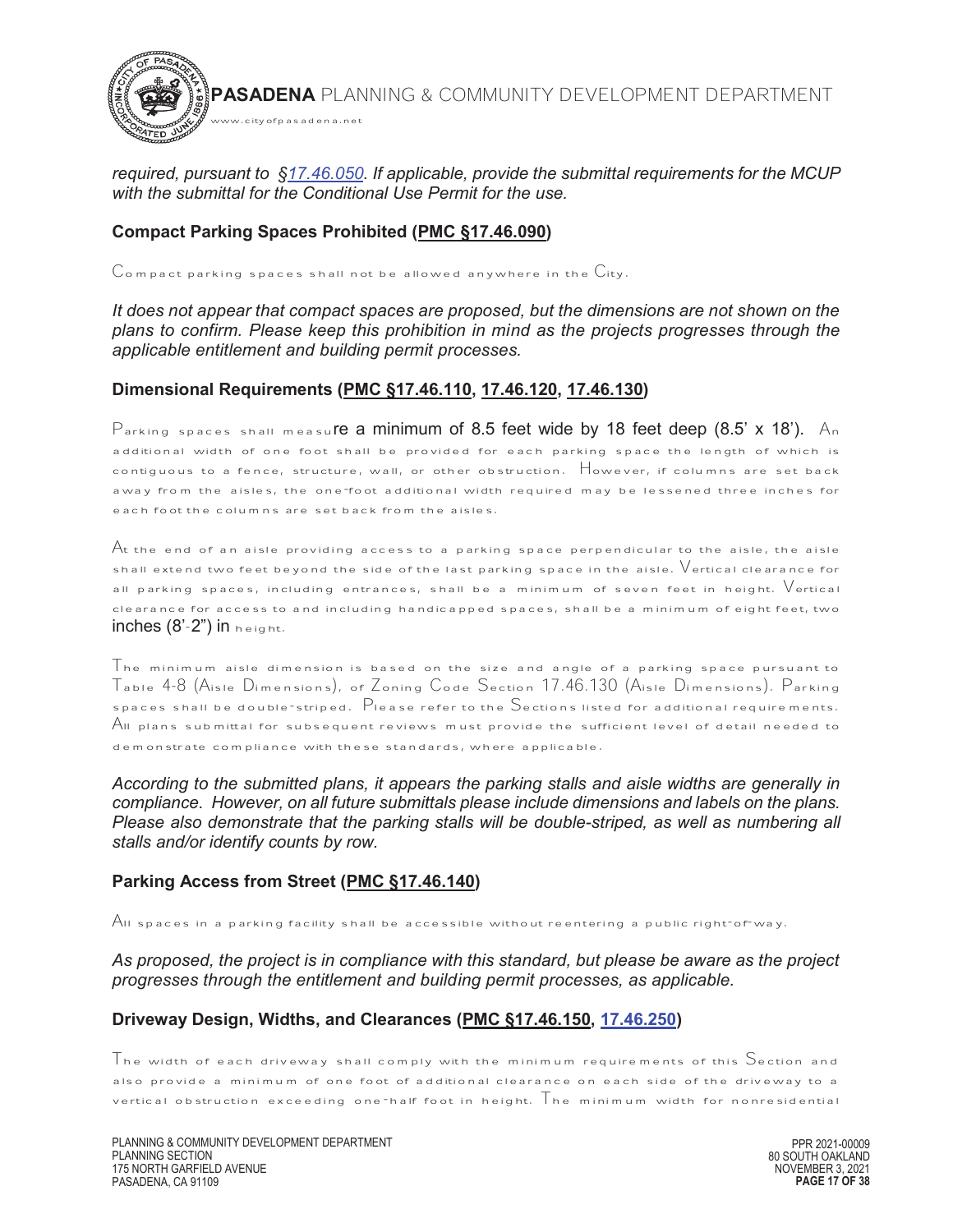*required, pursuant to §17.46.050. If applicable, provide the submittal requirements for the MCUP with the submittal for the Conditional Use Permit for the use.*

### Compact Parking Spaces Prohibited (PMC §17.46.090)

Compact parking spaces shall not be allowed anywhere in the City.

*It does not appear that compact spaces are proposed, but the dimensions are not shown on the plans to confirm. Please keep this prohibition in mind as the projects progresses through the applicable entitlement and building permit processes.*

### Dimensional Requirements (PMC §17.46.110, 17.46.120, 17.46.130)

Parking spaces shall measure a minimum of 8.5 feet wide by 18 feet deep (8.5' x 18'). An additional width of one foot shall be provided for each parking space the length of which is contiguous to a fence, structure, wall, or other obstruction. However, if columns are set back away from the aisles, the one-foot additional width required may be lessened three inches for each foot the columns are set back from the aisles.

At the end of an aisle providing access to a parking space perpendicular to the aisle, the aisle shall extend two feet beyond the side of the last parking space in the aisle. Vertical clearance for all parking spaces, including entrances, shall be a minimum of seven feet in height. Vertical clearance for access to and including handicapped spaces, shall be a minimum of eight feet, two inches (8'-2") in height.

The minimum aisle dimension is based on the size and angle of a parking space pursuant to Table 4-8 (Aisle Dimensions), of Zoning Code Section 17.46.130 (Aisle Dimensions). Parking spaces shall be double-striped. Please refer to the Sections listed for additional requirements. All plans submittal for subsequent reviews must provide the sufficient level of detail needed to demonstrate compliance with these standards, where applicable.

*According to the submitted plans, it appears the parking stalls and aisle widths are generally in compliance. However, on all future submittals please include dimensions and labels on the plans. Please also demonstrate that the parking stalls will be double-striped, as well as numbering all stalls and/or identify counts by row.*

### Parking Access from Street (PMC §17.46.140)

All spaces in a parking facility shall be accessible without reentering a public right-of-way.

*As proposed, the project is in compliance with this standard, but please be aware as the project progresses through the entitlement and building permit processes, as applicable.*

### Driveway Design, Widths, and Clearances (PMC §17.46.150, 17.46.250)

The width of each driveway shall comply with the minimum requirements of this Section and also provide a minimum of one foot of additional clearance on each side of the driveway to a vertical obstruction exceeding one-half foot in height. The minimum width for nonresidential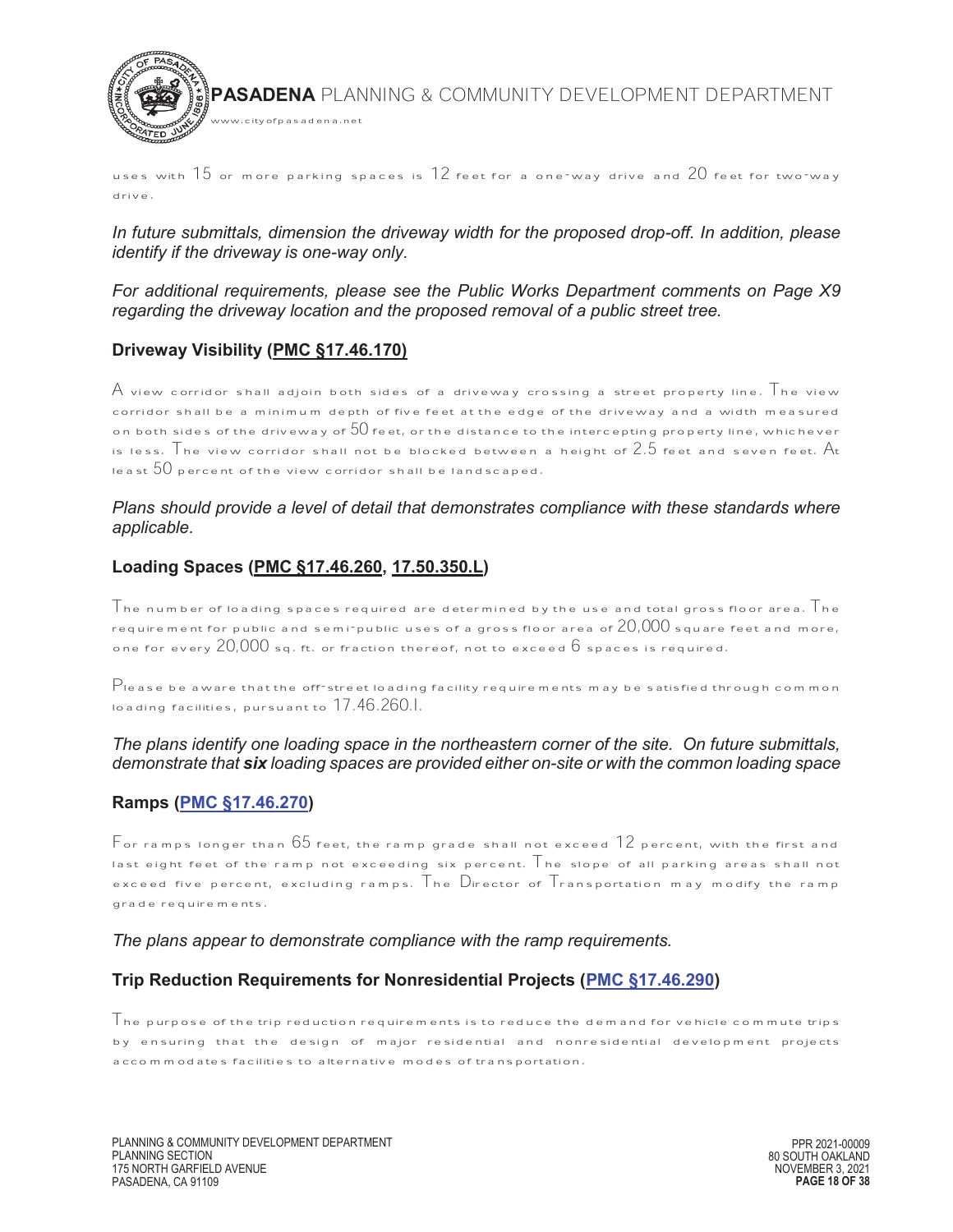uses with 15 or more parking spaces is 12 feet for a one-way drive and 20 feet for two-way drive.

*In future submittals, dimension the driveway width for the proposed drop-off. In addition, please identify if the driveway is one-way only.*

*For additional requirements, please see the Public Works Department comments on Page X9 regarding the driveway location and the proposed removal of a public street tree.*

### Driveway Visibility (PMC §17.46.170)

A view corridor shall adjoin both sides of a driveway crossing a street property line. The view corridor shall be a minimum depth of five feet at the edge of the driveway and a width measured on both sides of the driveway of 50 feet, or the distance to the intercepting property line, whichever is less. The view corridor shall not be blocked between a height of 2.5 feet and seven feet. At least 50 percent of the view corridor shall be landscaped.

*Plans should provide a level of detail that demonstrates compliance with these standards where applicable.*

### Loading Spaces (PMC §17.46.260, 17.50.350.L)

The number of loading spaces required are determined by the use and total gross floor area. The requirement for public and semi-public uses of a gross floor area of 20,000 square feet and more, one for every 20,000 sq. ft. or fraction thereof, not to exceed 6 spaces is required.

Please be aware that the off-street loading facility requirements may be satisfied through common loading facilities, pursuant to 17.46.260.I.

*The plans identify one loading space in the northeastern corner of the site. On future submittals, demonstrate that* ***six*** *loading spaces are provided either on-site or with the common loading space*

### Ramps (PMC §17.46.270)

For ramps longer than 65 feet, the ramp grade shall not exceed 12 percent, with the first and last eight feet of the ramp not exceeding six percent. The slope of all parking areas shall not exceed five percent, excluding ramps. The Director of Transportation may modify the ramp grade requirements.

*The plans appear to demonstrate compliance with the ramp requirements.*

### Trip Reduction Requirements for Nonresidential Projects (PMC §17.46.290)

The purpose of the trip reduction requirements is to reduce the demand for vehicle commute trips by ensuring that the design of major residential and nonresidential development projects accommodates facilities to alternative modes of transportation.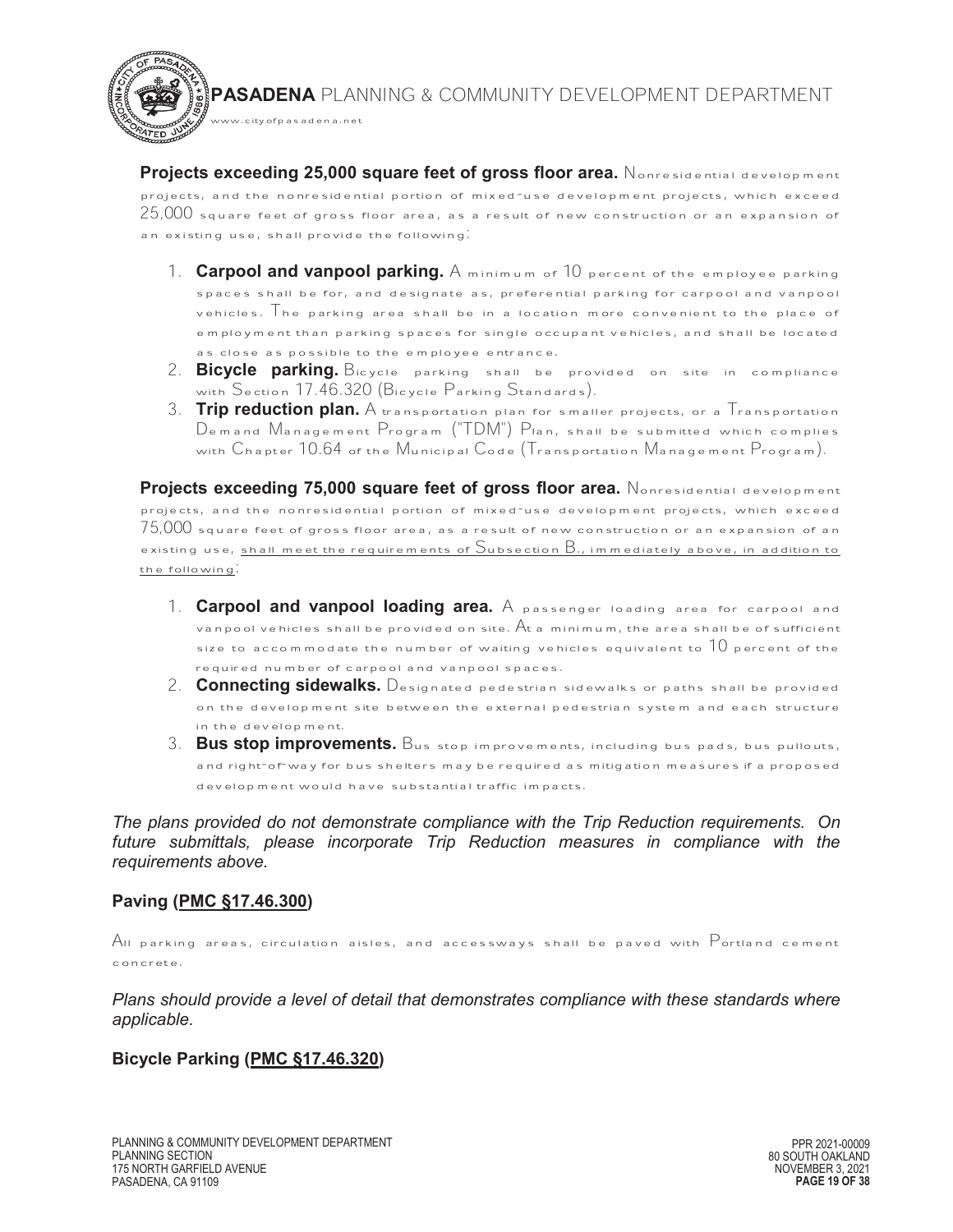**Projects exceeding 25,000 square feet of gross floor area.** Nonresidential development projects, and the nonresidential portion of mixed-use development projects, which exceed 25,000 square feet of gross floor area, as a result of new construction or an expansion of an existing use, shall provide the following:

1. **Carpool and vanpool parking.** A minimum of 10 percent of the employee parking spaces shall be for, and designate as, preferential parking for carpool and vanpool vehicles. The parking area shall be in a location more convenient to the place of employment than parking spaces for single occupant vehicles, and shall be located as close as possible to the employee entrance.
2. **Bicycle parking.** Bicycle parking shall be provided on site in compliance with Section 17.46.320 (Bicycle Parking Standards).
3. **Trip reduction plan.** A transportation plan for smaller projects, or a Transportation Demand Management Program ("TDM") Plan, shall be submitted which complies with Chapter 10.64 of the Municipal Code (Transportation Management Program).

**Projects exceeding 75,000 square feet of gross floor area.** Nonresidential development projects, and the nonresidential portion of mixed-use development projects, which exceed 75,000 square feet of gross floor area, as a result of new construction or an expansion of an existing use, <u>shall meet the requirements of Subsection B., immediately above, in addition to the following</u>:

1. **Carpool and vanpool loading area.** A passenger loading area for carpool and vanpool vehicles shall be provided on site. At a minimum, the area shall be of sufficient size to accommodate the number of waiting vehicles equivalent to 10 percent of the required number of carpool and vanpool spaces.
2. **Connecting sidewalks.** Designated pedestrian sidewalks or paths shall be provided on the development site between the external pedestrian system and each structure in the development.
3. **Bus stop improvements.** Bus stop improvements, including bus pads, bus pullouts, and right-of-way for bus shelters may be required as mitigation measures if a proposed development would have substantial traffic impacts.

*The plans provided do not demonstrate compliance with the Trip Reduction requirements. On future submittals, please incorporate Trip Reduction measures in compliance with the requirements above.*

### Paving (PMC §17.46.300)

All parking areas, circulation aisles, and accessways shall be paved with Portland cement concrete.

*Plans should provide a level of detail that demonstrates compliance with these standards where applicable.*

### Bicycle Parking (PMC §17.46.320)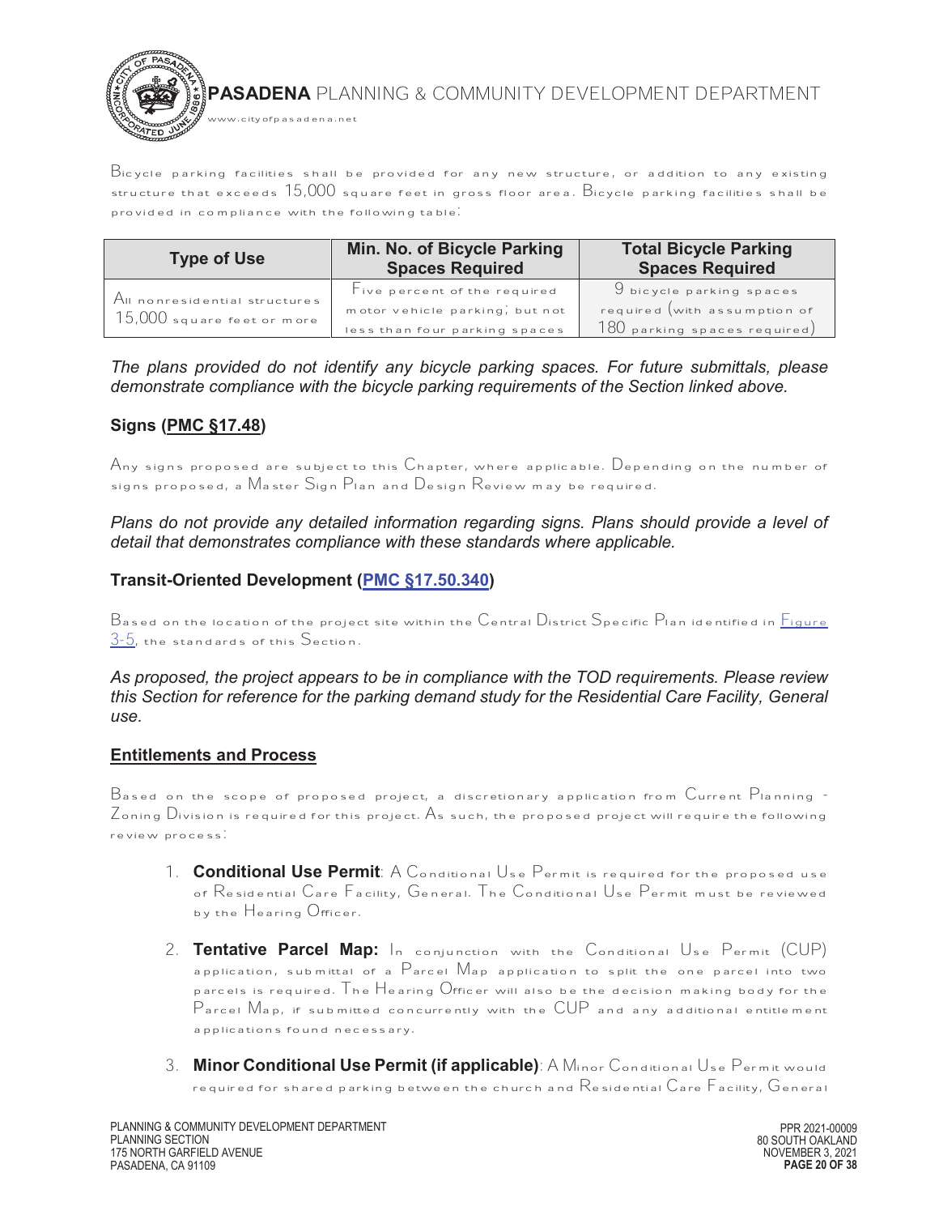Bicycle parking facilities shall be provided for any new structure, or addition to any existing structure that exceeds 15,000 square feet in gross floor area. Bicycle parking facilities shall be provided in compliance with the following table:

| Type of Use | Min. No. of Bicycle Parking Spaces Required | Total Bicycle Parking Spaces Required |
|---|---|---|
| All nonresidential structures 15,000 square feet or more | Five percent of the required motor vehicle parking; but not less than four parking spaces | 9 bicycle parking spaces required (with assumption of 180 parking spaces required) |

*The plans provided do not identify any bicycle parking spaces. For future submittals, please demonstrate compliance with the bicycle parking requirements of the Section linked above.*

### Signs (PMC §17.48)

Any signs proposed are subject to this Chapter, where applicable. Depending on the number of signs proposed, a Master Sign Plan and Design Review may be required.

*Plans do not provide any detailed information regarding signs. Plans should provide a level of detail that demonstrates compliance with these standards where applicable.*

### Transit-Oriented Development (PMC §17.50.340)

Based on the location of the project site within the Central District Specific Plan identified in Figure 3-5, the standards of this Section.

*As proposed, the project appears to be in compliance with the TOD requirements. Please review this Section for reference for the parking demand study for the Residential Care Facility, General use.*

## Entitlements and Process

Based on the scope of proposed project, a discretionary application from Current Planning - Zoning Division is required for this project. As such, the proposed project will require the following review process:

1. **Conditional Use Permit**: A Conditional Use Permit is required for the proposed use of Residential Care Facility, General. The Conditional Use Permit must be reviewed by the Hearing Officer.

2. **Tentative Parcel Map:** In conjunction with the Conditional Use Permit (CUP) application, submittal of a Parcel Map application to split the one parcel into two parcels is required. The Hearing Officer will also be the decision making body for the Parcel Map, if submitted concurrently with the CUP and any additional entitlement applications found necessary.

3. **Minor Conditional Use Permit (if applicable)**: A Minor Conditional Use Permit would required for shared parking between the church and Residential Care Facility, General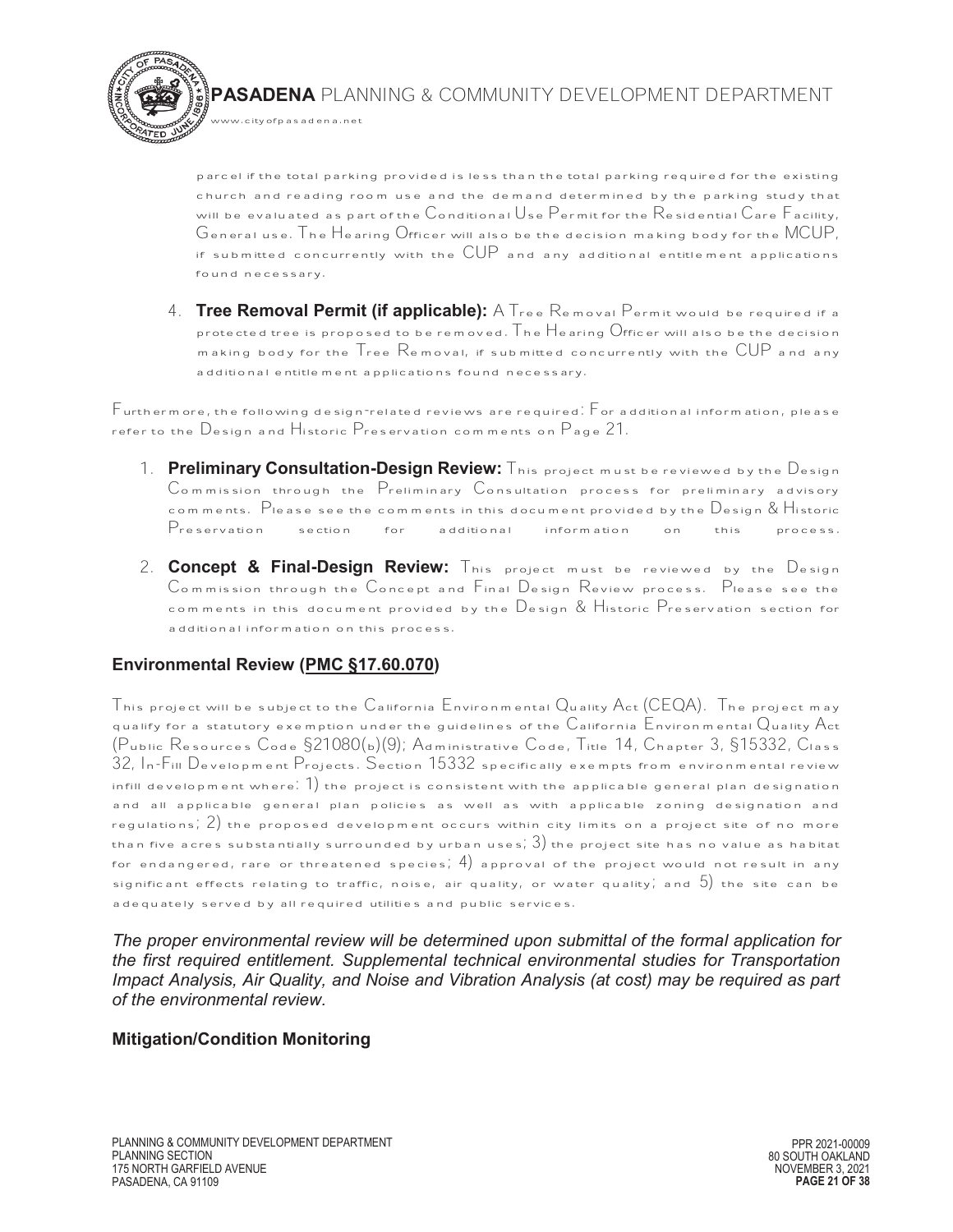parcel if the total parking provided is less than the total parking required for the existing church and reading room use and the demand determined by the parking study that will be evaluated as part of the Conditional Use Permit for the Residential Care Facility, General use. The Hearing Officer will also be the decision making body for the MCUP, if submitted concurrently with the CUP and any additional entitlement applications found necessary.

4. **Tree Removal Permit (if applicable):** A Tree Removal Permit would be required if a protected tree is proposed to be removed. The Hearing Officer will also be the decision making body for the Tree Removal, if submitted concurrently with the CUP and any additional entitlement applications found necessary.

Furthermore, the following design-related reviews are required: For additional information, please refer to the Design and Historic Preservation comments on Page 21.

1. **Preliminary Consultation-Design Review:** This project must be reviewed by the Design Commission through the Preliminary Consultation process for preliminary advisory comments. Please see the comments in this document provided by the Design & Historic Preservation section for additional information on this process.
2. **Concept & Final-Design Review:** This project must be reviewed by the Design Commission through the Concept and Final Design Review process. Please see the comments in this document provided by the Design & Historic Preservation section for additional information on this process.

### Environmental Review (PMC §17.60.070)

This project will be subject to the California Environmental Quality Act (CEQA). The project may qualify for a statutory exemption under the guidelines of the California Environmental Quality Act (Public Resources Code §21080(b)(9); Administrative Code, Title 14, Chapter 3, §15332, Class 32, In-Fill Development Projects. Section 15332 specifically exempts from environmental review infill development where: 1) the project is consistent with the applicable general plan designation and all applicable general plan policies as well as with applicable zoning designation and regulations; 2) the proposed development occurs within city limits on a project site of no more than five acres substantially surrounded by urban uses; 3) the project site has no value as habitat for endangered, rare or threatened species; 4) approval of the project would not result in any significant effects relating to traffic, noise, air quality, or water quality; and 5) the site can be adequately served by all required utilities and public services.

*The proper environmental review will be determined upon submittal of the formal application for the first required entitlement. Supplemental technical environmental studies for Transportation Impact Analysis, Air Quality, and Noise and Vibration Analysis (at cost) may be required as part of the environmental review.*

### Mitigation/Condition Monitoring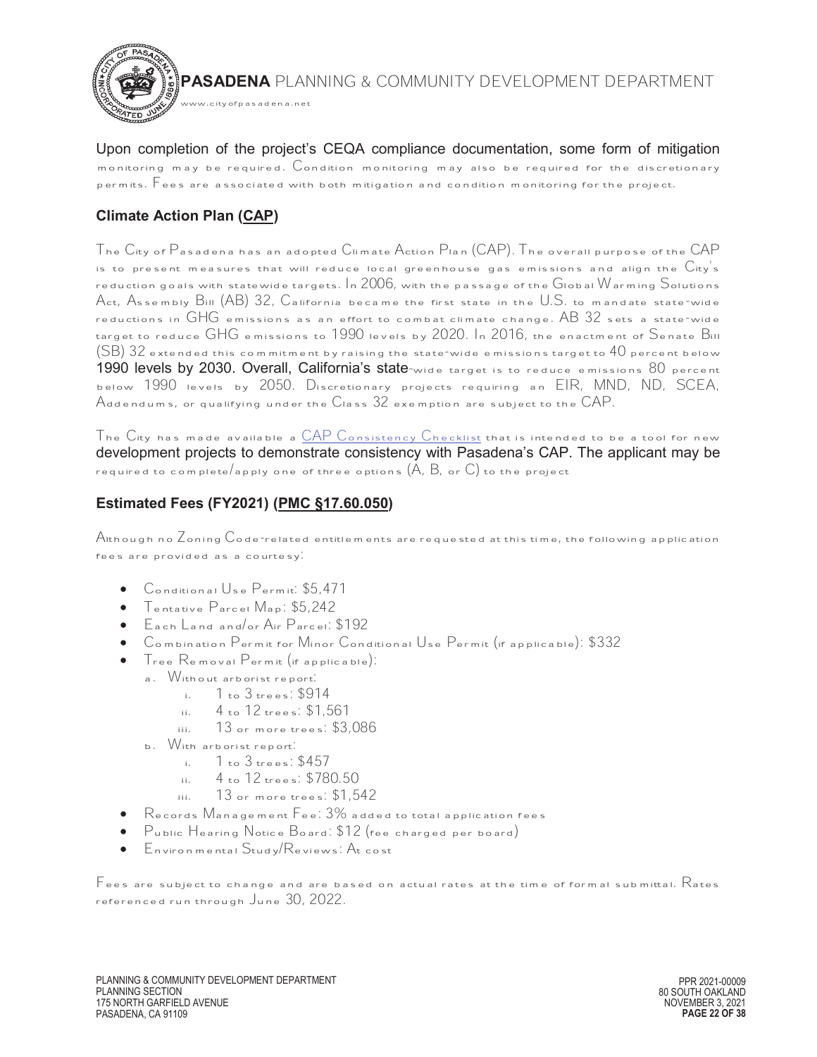Upon completion of the project's CEQA compliance documentation, some form of mitigation monitoring may be required. Condition monitoring may also be required for the discretionary permits. Fees are associated with both mitigation and condition monitoring for the project.

### Climate Action Plan (CAP)

The City of Pasadena has an adopted Climate Action Plan (CAP). The overall purpose of the CAP is to present measures that will reduce local greenhouse gas emissions and align the City's reduction goals with statewide targets. In 2006, with the passage of the Global Warming Solutions Act, Assembly Bill (AB) 32, California became the first state in the U.S. to mandate state-wide reductions in GHG emissions as an effort to combat climate change. AB 32 sets a state-wide target to reduce GHG emissions to 1990 levels by 2020. In 2016, the enactment of Senate Bill (SB) 32 extended this commitment by raising the state-wide emissions target to 40 percent below 1990 levels by 2030. Overall, California's state-wide target is to reduce emissions 80 percent below 1990 levels by 2050. Discretionary projects requiring an EIR, MND, ND, SCEA, Addendums, or qualifying under the Class 32 exemption are subject to the CAP.

The City has made available a CAP Consistency Checklist that is intended to be a tool for new development projects to demonstrate consistency with Pasadena's CAP. The applicant may be required to complete/apply one of three options (A, B, or C) to the project

### Estimated Fees (FY2021) (PMC §17.60.050)

Although no Zoning Code-related entitlements are requested at this time, the following application fees are provided as a courtesy:

- Conditional Use Permit: $5,471
- Tentative Parcel Map: $5,242
- Each Land and/or Air Parcel: $192
- Combination Permit for Minor Conditional Use Permit (if applicable): $332
- Tree Removal Permit (if applicable):
  - a. Without arborist report:
    - i. 1 to 3 trees: $914
    - ii. 4 to 12 trees: $1,561
    - iii. 13 or more trees: $3,086
  - b. With arborist report:
    - i. 1 to 3 trees: $457
    - ii. 4 to 12 trees: $780.50
    - iii. 13 or more trees: $1,542
- Records Management Fee: 3% added to total application fees
- Public Hearing Notice Board: $12 (fee charged per board)
- Environmental Study/Reviews: At cost

Fees are subject to change and are based on actual rates at the time of formal submittal. Rates referenced run through June 30, 2022.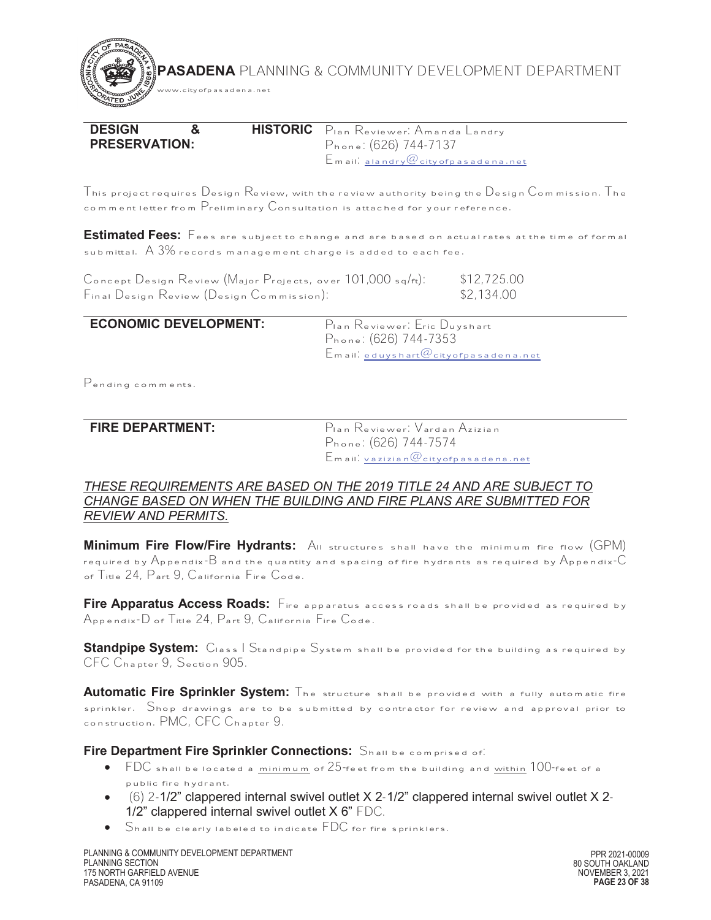**DESIGN & HISTORIC PRESERVATION:**

Plan Reviewer: Amanda Landry
Phone: (626) 744-7137
Email: alandry@cityofpasadena.net

This project requires Design Review, with the review authority being the Design Commission. The comment letter from Preliminary Consultation is attached for your reference.

**Estimated Fees:** Fees are subject to change and are based on actual rates at the time of formal submittal. A 3% records management charge is added to each fee.

| | |
|---|---|
| Concept Design Review (Major Projects, over 101,000 sq/ft): | $12,725.00 |
| Final Design Review (Design Commission): | $2,134.00 |

**ECONOMIC DEVELOPMENT:**

Plan Reviewer: Eric Duyshart
Phone: (626) 744-7353
Email: eduyshart@cityofpasadena.net

Pending comments.

**FIRE DEPARTMENT:**

Plan Reviewer: Vardan Azizian
Phone: (626) 744-7574
Email: vazizian@cityofpasadena.net

*THESE REQUIREMENTS ARE BASED ON THE 2019 TITLE 24 AND ARE SUBJECT TO CHANGE BASED ON WHEN THE BUILDING AND FIRE PLANS ARE SUBMITTED FOR REVIEW AND PERMITS.*

**Minimum Fire Flow/Fire Hydrants:** All structures shall have the minimum fire flow (GPM) required by Appendix-B and the quantity and spacing of fire hydrants as required by Appendix-C of Title 24, Part 9, California Fire Code.

**Fire Apparatus Access Roads:** Fire apparatus access roads shall be provided as required by Appendix-D of Title 24, Part 9, California Fire Code.

**Standpipe System:** Class I Standpipe System shall be provided for the building as required by CFC Chapter 9, Section 905.

**Automatic Fire Sprinkler System:** The structure shall be provided with a fully automatic fire sprinkler. Shop drawings are to be submitted by contractor for review and approval prior to construction. PMC, CFC Chapter 9.

**Fire Department Fire Sprinkler Connections:** Shall be comprised of:

- FDC shall be located a minimum of 25-feet from the building and within 100-feet of a public fire hydrant.
- (6) 2-1/2" clappered internal swivel outlet X 2-1/2" clappered internal swivel outlet X 2-1/2" clappered internal swivel outlet X 6" FDC.
- Shall be clearly labeled to indicate FDC for fire sprinklers.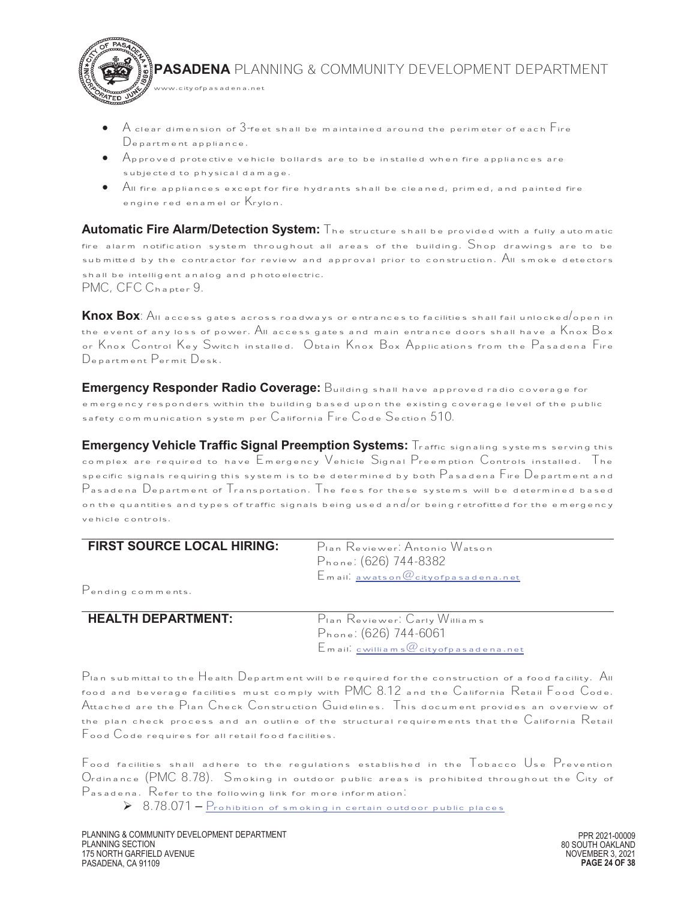- A clear dimension of 3-feet shall be maintained around the perimeter of each Fire Department appliance.
- Approved protective vehicle bollards are to be installed when fire appliances are subjected to physical damage.
- All fire appliances except for fire hydrants shall be cleaned, primed, and painted fire engine red enamel or Krylon.

**Automatic Fire Alarm/Detection System:** The structure shall be provided with a fully automatic fire alarm notification system throughout all areas of the building. Shop drawings are to be submitted by the contractor for review and approval prior to construction. All smoke detectors shall be intelligent analog and photoelectric.
PMC, CFC Chapter 9.

**Knox Box**: All access gates across roadways or entrances to facilities shall fail unlocked/open in the event of any loss of power. All access gates and main entrance doors shall have a Knox Box or Knox Control Key Switch installed. Obtain Knox Box Applications from the Pasadena Fire Department Permit Desk.

**Emergency Responder Radio Coverage:** Building shall have approved radio coverage for emergency responders within the building based upon the existing coverage level of the public safety communication system per California Fire Code Section 510.

**Emergency Vehicle Traffic Signal Preemption Systems:** Traffic signaling systems serving this complex are required to have Emergency Vehicle Signal Preemption Controls installed. The specific signals requiring this system is to be determined by both Pasadena Fire Department and Pasadena Department of Transportation. The fees for these systems will be determined based on the quantities and types of traffic signals being used and/or being retrofitted for the emergency vehicle controls.

## FIRST SOURCE LOCAL HIRING:

Plan Reviewer: Antonio Watson
Phone: (626) 744-8382
Email: awatson@cityofpasadena.net

Pending comments.

## HEALTH DEPARTMENT:

Plan Reviewer: Carly Williams
Phone: (626) 744-6061
Email: cwilliams@cityofpasadena.net

Plan submittal to the Health Department will be required for the construction of a food facility. All food and beverage facilities must comply with PMC 8.12 and the California Retail Food Code. Attached are the Plan Check Construction Guidelines. This document provides an overview of the plan check process and an outline of the structural requirements that the California Retail Food Code requires for all retail food facilities.

Food facilities shall adhere to the regulations established in the Tobacco Use Prevention Ordinance (PMC 8.78). Smoking in outdoor public areas is prohibited throughout the City of Pasadena. Refer to the following link for more information:

- 8.78.071 – Prohibition of smoking in certain outdoor public places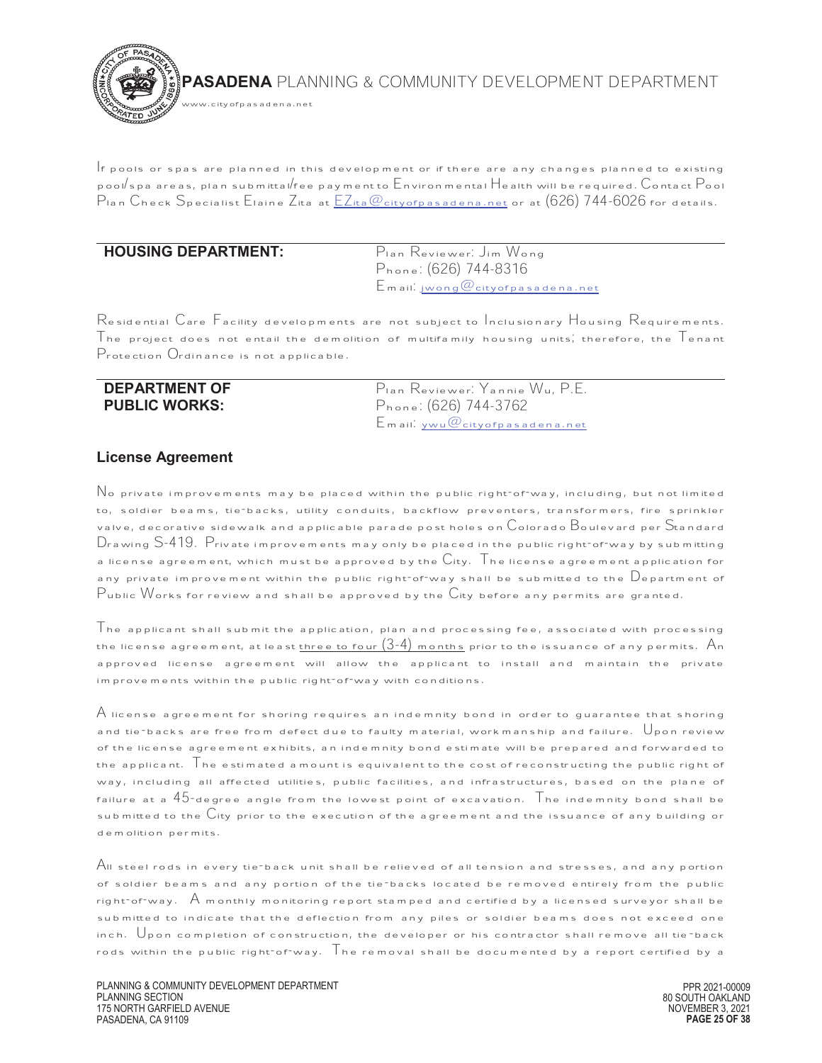If pools or spas are planned in this development or if there are any changes planned to existing pool/spa areas, plan submittal/fee payment to Environmental Health will be required. Contact Pool Plan Check Specialist Elaine Zita at EZita@cityofpasadena.net or at (626) 744-6026 for details.

**HOUSING DEPARTMENT:**

Plan Reviewer: Jim Wong
Phone: (626) 744-8316
Email: jwong@cityofpasadena.net

Residential Care Facility developments are not subject to Inclusionary Housing Requirements. The project does not entail the demolition of multifamily housing units; therefore, the Tenant Protection Ordinance is not applicable.

**DEPARTMENT OF PUBLIC WORKS:**

Plan Reviewer: Yannie Wu, P.E.
Phone: (626) 744-3762
Email: ywu@cityofpasadena.net

### License Agreement

No private improvements may be placed within the public right-of-way, including, but not limited to, soldier beams, tie-backs, utility conduits, backflow preventers, transformers, fire sprinkler valve, decorative sidewalk and applicable parade post holes on Colorado Boulevard per Standard Drawing S-419. Private improvements may only be placed in the public right-of-way by submitting a license agreement, which must be approved by the City. The license agreement application for any private improvement within the public right-of-way shall be submitted to the Department of Public Works for review and shall be approved by the City before any permits are granted.

The applicant shall submit the application, plan and processing fee, associated with processing the license agreement, at least three to four (3-4) months prior to the issuance of any permits. An approved license agreement will allow the applicant to install and maintain the private improvements within the public right-of-way with conditions.

A license agreement for shoring requires an indemnity bond in order to guarantee that shoring and tie-backs are free from defect due to faulty material, workmanship and failure. Upon review of the license agreement exhibits, an indemnity bond estimate will be prepared and forwarded to the applicant. The estimated amount is equivalent to the cost of reconstructing the public right of way, including all affected utilities, public facilities, and infrastructures, based on the plane of failure at a 45-degree angle from the lowest point of excavation. The indemnity bond shall be submitted to the City prior to the execution of the agreement and the issuance of any building or demolition permits.

All steel rods in every tie-back unit shall be relieved of all tension and stresses, and any portion of soldier beams and any portion of the tie-backs located be removed entirely from the public right-of-way. A monthly monitoring report stamped and certified by a licensed surveyor shall be submitted to indicate that the deflection from any piles or soldier beams does not exceed one inch. Upon completion of construction, the developer or his contractor shall remove all tie-back rods within the public right-of-way. The removal shall be documented by a report certified by a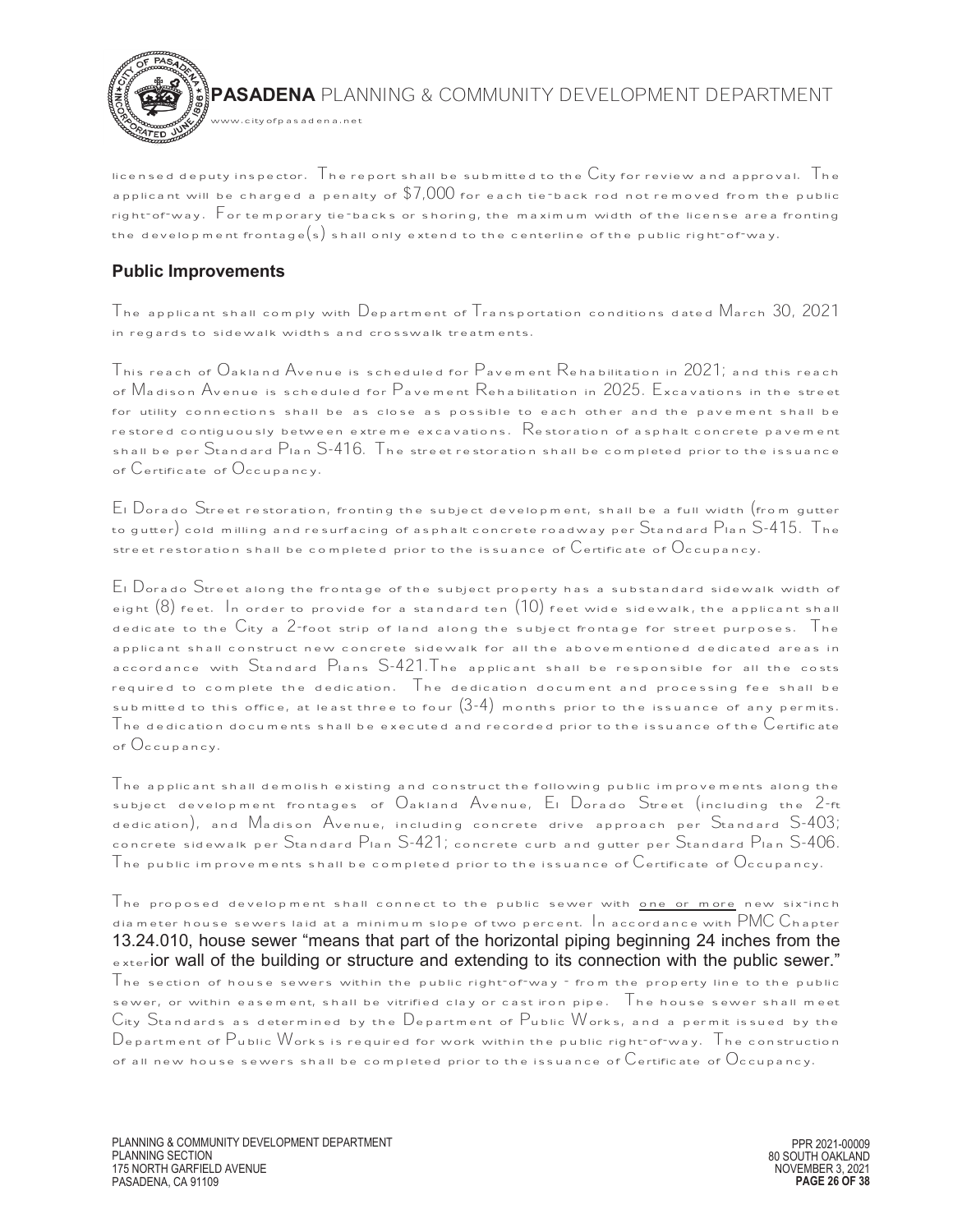licensed deputy inspector. The report shall be submitted to the City for review and approval. The applicant will be charged a penalty of $7,000 for each tie-back rod not removed from the public right-of-way. For temporary tie-backs or shoring, the maximum width of the license area fronting the development frontage(s) shall only extend to the centerline of the public right-of-way.

### Public Improvements

The applicant shall comply with Department of Transportation conditions dated March 30, 2021 in regards to sidewalk widths and crosswalk treatments.

This reach of Oakland Avenue is scheduled for Pavement Rehabilitation in 2021; and this reach of Madison Avenue is scheduled for Pavement Rehabilitation in 2025. Excavations in the street for utility connections shall be as close as possible to each other and the pavement shall be restored contiguously between extreme excavations. Restoration of asphalt concrete pavement shall be per Standard Plan S-416. The street restoration shall be completed prior to the issuance of Certificate of Occupancy.

El Dorado Street restoration, fronting the subject development, shall be a full width (from gutter to gutter) cold milling and resurfacing of asphalt concrete roadway per Standard Plan S-415. The street restoration shall be completed prior to the issuance of Certificate of Occupancy.

El Dorado Street along the frontage of the subject property has a substandard sidewalk width of eight (8) feet. In order to provide for a standard ten (10) feet wide sidewalk, the applicant shall dedicate to the City a 2-foot strip of land along the subject frontage for street purposes. The applicant shall construct new concrete sidewalk for all the abovementioned dedicated areas in accordance with Standard Plans S-421.The applicant shall be responsible for all the costs required to complete the dedication. The dedication document and processing fee shall be submitted to this office, at least three to four (3-4) months prior to the issuance of any permits. The dedication documents shall be executed and recorded prior to the issuance of the Certificate of Occupancy.

The applicant shall demolish existing and construct the following public improvements along the subject development frontages of Oakland Avenue, El Dorado Street (including the 2-ft dedication), and Madison Avenue, including concrete drive approach per Standard S-403; concrete sidewalk per Standard Plan S-421; concrete curb and gutter per Standard Plan S-406. The public improvements shall be completed prior to the issuance of Certificate of Occupancy.

The proposed development shall connect to the public sewer with <u>one or more</u> new six-inch diameter house sewers laid at a minimum slope of two percent. In accordance with PMC Chapter 13.24.010, house sewer "means that part of the horizontal piping beginning 24 inches from the exterior wall of the building or structure and extending to its connection with the public sewer." The section of house sewers within the public right-of-way - from the property line to the public sewer, or within easement, shall be vitrified clay or cast iron pipe. The house sewer shall meet City Standards as determined by the Department of Public Works, and a permit issued by the Department of Public Works is required for work within the public right-of-way. The construction of all new house sewers shall be completed prior to the issuance of Certificate of Occupancy.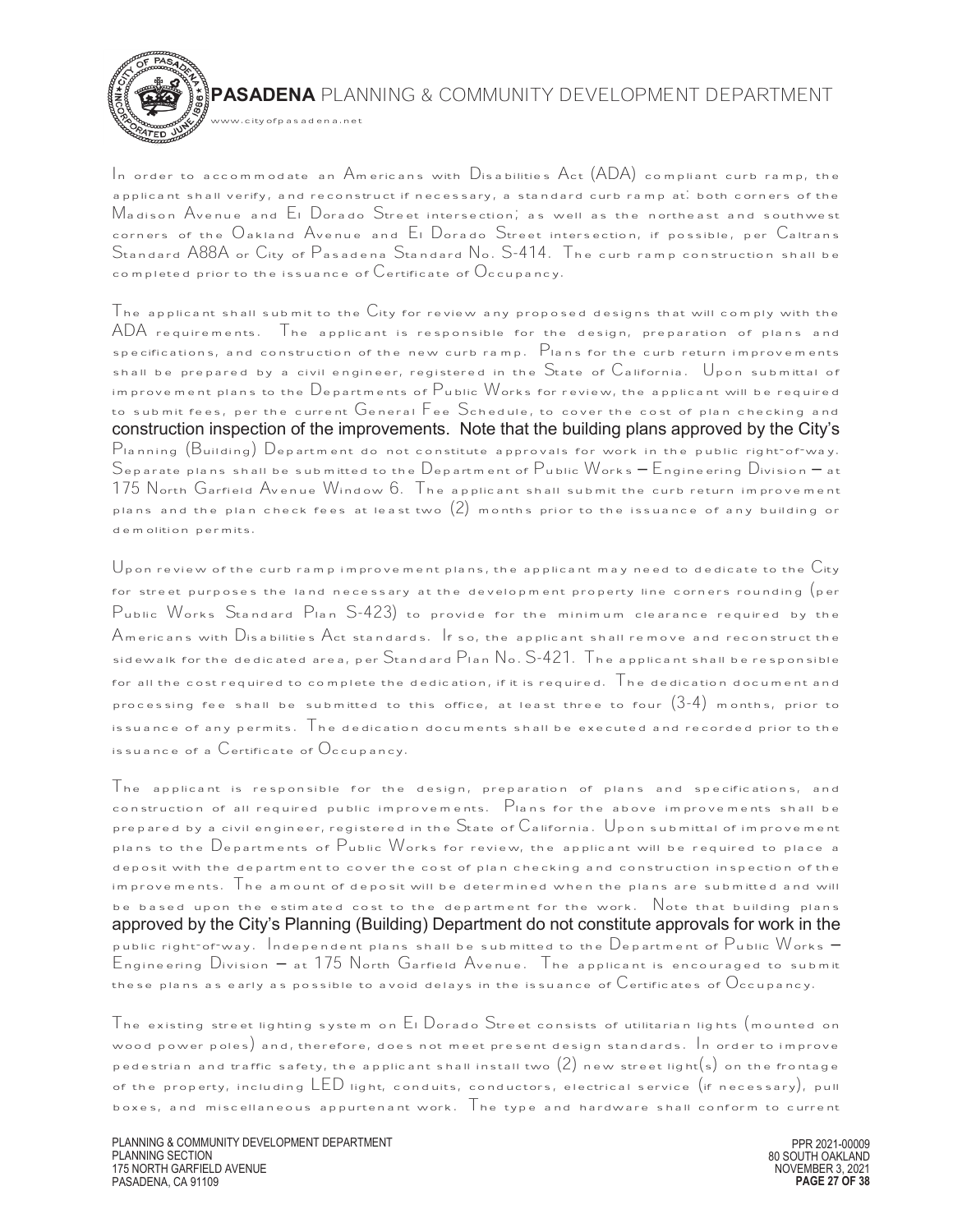In order to accommodate an Americans with Disabilities Act (ADA) compliant curb ramp, the applicant shall verify, and reconstruct if necessary, a standard curb ramp at: both corners of the Madison Avenue and El Dorado Street intersection; as well as the northeast and southwest corners of the Oakland Avenue and El Dorado Street intersection, if possible, per Caltrans Standard A88A or City of Pasadena Standard No. S-414. The curb ramp construction shall be completed prior to the issuance of Certificate of Occupancy.

The applicant shall submit to the City for review any proposed designs that will comply with the ADA requirements. The applicant is responsible for the design, preparation of plans and specifications, and construction of the new curb ramp. Plans for the curb return improvements shall be prepared by a civil engineer, registered in the State of California. Upon submittal of improvement plans to the Departments of Public Works for review, the applicant will be required to submit fees, per the current General Fee Schedule, to cover the cost of plan checking and construction inspection of the improvements. Note that the building plans approved by the City's Planning (Building) Department do not constitute approvals for work in the public right-of-way. Separate plans shall be submitted to the Department of Public Works – Engineering Division – at 175 North Garfield Avenue Window 6. The applicant shall submit the curb return improvement plans and the plan check fees at least two (2) months prior to the issuance of any building or demolition permits.

Upon review of the curb ramp improvement plans, the applicant may need to dedicate to the City for street purposes the land necessary at the development property line corners rounding (per Public Works Standard Plan S-423) to provide for the minimum clearance required by the Americans with Disabilities Act standards. If so, the applicant shall remove and reconstruct the sidewalk for the dedicated area, per Standard Plan No. S-421. The applicant shall be responsible for all the cost required to complete the dedication, if it is required. The dedication document and processing fee shall be submitted to this office, at least three to four (3-4) months, prior to issuance of any permits. The dedication documents shall be executed and recorded prior to the issuance of a Certificate of Occupancy.

The applicant is responsible for the design, preparation of plans and specifications, and construction of all required public improvements. Plans for the above improvements shall be prepared by a civil engineer, registered in the State of California. Upon submittal of improvement plans to the Departments of Public Works for review, the applicant will be required to place a deposit with the department to cover the cost of plan checking and construction inspection of the improvements. The amount of deposit will be determined when the plans are submitted and will be based upon the estimated cost to the department for the work. Note that building plans approved by the City's Planning (Building) Department do not constitute approvals for work in the public right-of-way. Independent plans shall be submitted to the Department of Public Works – Engineering Division – at 175 North Garfield Avenue. The applicant is encouraged to submit these plans as early as possible to avoid delays in the issuance of Certificates of Occupancy.

The existing street lighting system on El Dorado Street consists of utilitarian lights (mounted on wood power poles) and, therefore, does not meet present design standards. In order to improve pedestrian and traffic safety, the applicant shall install two (2) new street light(s) on the frontage of the property, including LED light, conduits, conductors, electrical service (if necessary), pull boxes, and miscellaneous appurtenant work. The type and hardware shall conform to current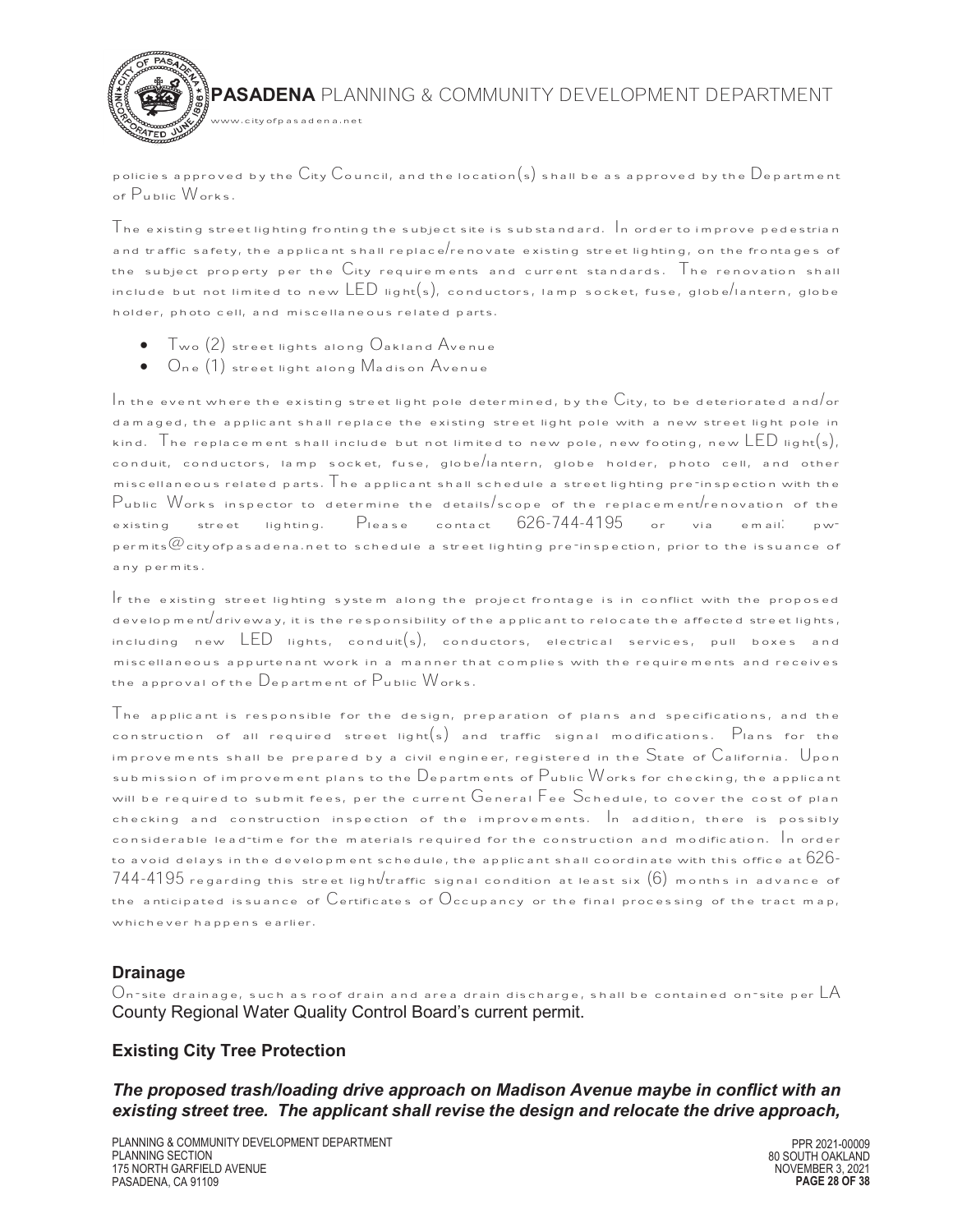policies approved by the City Council, and the location(s) shall be as approved by the Department of Public Works.

The existing street lighting fronting the subject site is substandard. In order to improve pedestrian and traffic safety, the applicant shall replace/renovate existing street lighting, on the frontages of the subject property per the City requirements and current standards. The renovation shall include but not limited to new LED light(s), conductors, lamp socket, fuse, globe/lantern, globe holder, photo cell, and miscellaneous related parts.

- Two (2) street lights along Oakland Avenue
- One (1) street light along Madison Avenue

In the event where the existing street light pole determined, by the City, to be deteriorated and/or damaged, the applicant shall replace the existing street light pole with a new street light pole in kind. The replacement shall include but not limited to new pole, new footing, new LED light(s), conduit, conductors, lamp socket, fuse, globe/lantern, globe holder, photo cell, and other miscellaneous related parts. The applicant shall schedule a street lighting pre-inspection with the Public Works inspector to determine the details/scope of the replacement/renovation of the existing street lighting. Please contact 626-744-4195 or via email: pw-permits@cityofpasadena.net to schedule a street lighting pre-inspection, prior to the issuance of any permits.

If the existing street lighting system along the project frontage is in conflict with the proposed development/driveway, it is the responsibility of the applicant to relocate the affected street lights, including new LED lights, conduit(s), conductors, electrical services, pull boxes and miscellaneous appurtenant work in a manner that complies with the requirements and receives the approval of the Department of Public Works.

The applicant is responsible for the design, preparation of plans and specifications, and the construction of all required street light(s) and traffic signal modifications. Plans for the improvements shall be prepared by a civil engineer, registered in the State of California. Upon submission of improvement plans to the Departments of Public Works for checking, the applicant will be required to submit fees, per the current General Fee Schedule, to cover the cost of plan checking and construction inspection of the improvements. In addition, there is possibly considerable lead-time for the materials required for the construction and modification. In order to avoid delays in the development schedule, the applicant shall coordinate with this office at 626-744-4195 regarding this street light/traffic signal condition at least six (6) months in advance of the anticipated issuance of Certificates of Occupancy or the final processing of the tract map, whichever happens earlier.

### Drainage

On-site drainage, such as roof drain and area drain discharge, shall be contained on-site per LA County Regional Water Quality Control Board's current permit.

### Existing City Tree Protection

***The proposed trash/loading drive approach on Madison Avenue maybe in conflict with an existing street tree. The applicant shall revise the design and relocate the drive approach,***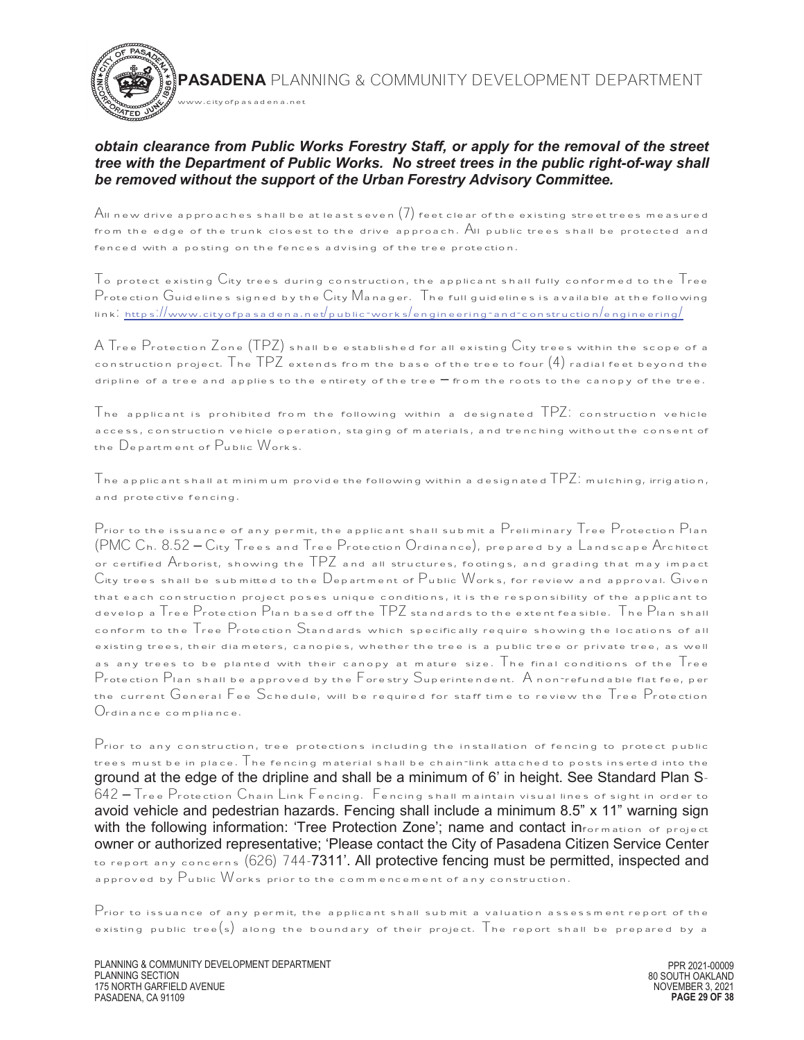***obtain clearance from Public Works Forestry Staff, or apply for the removal of the street tree with the Department of Public Works. No street trees in the public right-of-way shall be removed without the support of the Urban Forestry Advisory Committee.***

All new drive approaches shall be at least seven (7) feet clear of the existing street trees measured from the edge of the trunk closest to the drive approach. All public trees shall be protected and fenced with a posting on the fences advising of the tree protection.

To protect existing City trees during construction, the applicant shall fully conformed to the Tree Protection Guidelines signed by the City Manager. The full guidelines is available at the following link: https://www.cityofpasadena.net/public-works/engineering-and-construction/engineering/

A Tree Protection Zone (TPZ) shall be established for all existing City trees within the scope of a construction project. The TPZ extends from the base of the tree to four (4) radial feet beyond the dripline of a tree and applies to the entirety of the tree – from the roots to the canopy of the tree.

The applicant is prohibited from the following within a designated TPZ: construction vehicle access, construction vehicle operation, staging of materials, and trenching without the consent of the Department of Public Works.

The applicant shall at minimum provide the following within a designated TPZ: mulching, irrigation, and protective fencing.

Prior to the issuance of any permit, the applicant shall submit a Preliminary Tree Protection Plan (PMC Ch. 8.52 – City Trees and Tree Protection Ordinance), prepared by a Landscape Architect or certified Arborist, showing the TPZ and all structures, footings, and grading that may impact City trees shall be submitted to the Department of Public Works, for review and approval. Given that each construction project poses unique conditions, it is the responsibility of the applicant to develop a Tree Protection Plan based off the TPZ standards to the extent feasible. The Plan shall conform to the Tree Protection Standards which specifically require showing the locations of all existing trees, their diameters, canopies, whether the tree is a public tree or private tree, as well as any trees to be planted with their canopy at mature size. The final conditions of the Tree Protection Plan shall be approved by the Forestry Superintendent. A non-refundable flat fee, per the current General Fee Schedule, will be required for staff time to review the Tree Protection Ordinance compliance.

Prior to any construction, tree protections including the installation of fencing to protect public trees must be in place. The fencing material shall be chain-link attached to posts inserted into the ground at the edge of the dripline and shall be a minimum of 6' in height. See Standard Plan S-642 – Tree Protection Chain Link Fencing. Fencing shall maintain visual lines of sight in order to avoid vehicle and pedestrian hazards. Fencing shall include a minimum 8.5" x 11" warning sign with the following information: 'Tree Protection Zone'; name and contact information of project owner or authorized representative; 'Please contact the City of Pasadena Citizen Service Center to report any concerns (626) 744-7311'. All protective fencing must be permitted, inspected and approved by Public Works prior to the commencement of any construction.

Prior to issuance of any permit, the applicant shall submit a valuation assessment report of the existing public tree(s) along the boundary of their project. The report shall be prepared by a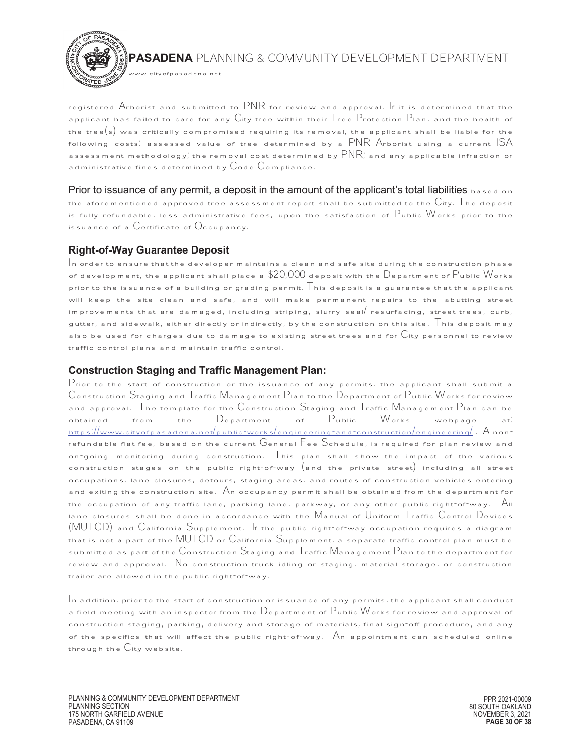registered Arborist and submitted to PNR for review and approval. If it is determined that the applicant has failed to care for any City tree within their Tree Protection Plan, and the health of the tree(s) was critically compromised requiring its removal, the applicant shall be liable for the following costs: assessed value of tree determined by a PNR Arborist using a current ISA assessment methodology; the removal cost determined by PNR; and any applicable infraction or administrative fines determined by Code Compliance.

Prior to issuance of any permit, a deposit in the amount of the applicant's total liabilities based on the aforementioned approved tree assessment report shall be submitted to the City. The deposit is fully refundable, less administrative fees, upon the satisfaction of Public Works prior to the issuance of a Certificate of Occupancy.

### Right-of-Way Guarantee Deposit

In order to ensure that the developer maintains a clean and safe site during the construction phase of development, the applicant shall place a $20,000 deposit with the Department of Public Works prior to the issuance of a building or grading permit. This deposit is a guarantee that the applicant will keep the site clean and safe, and will make permanent repairs to the abutting street improvements that are damaged, including striping, slurry seal/ resurfacing, street trees, curb, gutter, and sidewalk, either directly or indirectly, by the construction on this site. This deposit may also be used for charges due to damage to existing street trees and for City personnel to review traffic control plans and maintain traffic control.

### Construction Staging and Traffic Management Plan:

Prior to the start of construction or the issuance of any permits, the applicant shall submit a Construction Staging and Traffic Management Plan to the Department of Public Works for review and approval. The template for the Construction Staging and Traffic Management Plan can be obtained from the Department of Public Works webpage at: https://www.cityofpasadena.net/public-works/engineering-and-construction/engineering/. A non-refundable flat fee, based on the current General Fee Schedule, is required for plan review and on-going monitoring during construction. This plan shall show the impact of the various construction stages on the public right-of-way (and the private street) including all street occupations, lane closures, detours, staging areas, and routes of construction vehicles entering and exiting the construction site. An occupancy permit shall be obtained from the department for the occupation of any traffic lane, parking lane, parkway, or any other public right-of-way. All lane closures shall be done in accordance with the Manual of Uniform Traffic Control Devices (MUTCD) and California Supplement. If the public right-of-way occupation requires a diagram that is not a part of the MUTCD or California Supplement, a separate traffic control plan must be submitted as part of the Construction Staging and Traffic Management Plan to the department for review and approval. No construction truck idling or staging, material storage, or construction trailer are allowed in the public right-of-way.

In addition, prior to the start of construction or issuance of any permits, the applicant shall conduct a field meeting with an inspector from the Department of Public Works for review and approval of construction staging, parking, delivery and storage of materials, final sign-off procedure, and any of the specifics that will affect the public right-of-way. An appointment can scheduled online through the City website.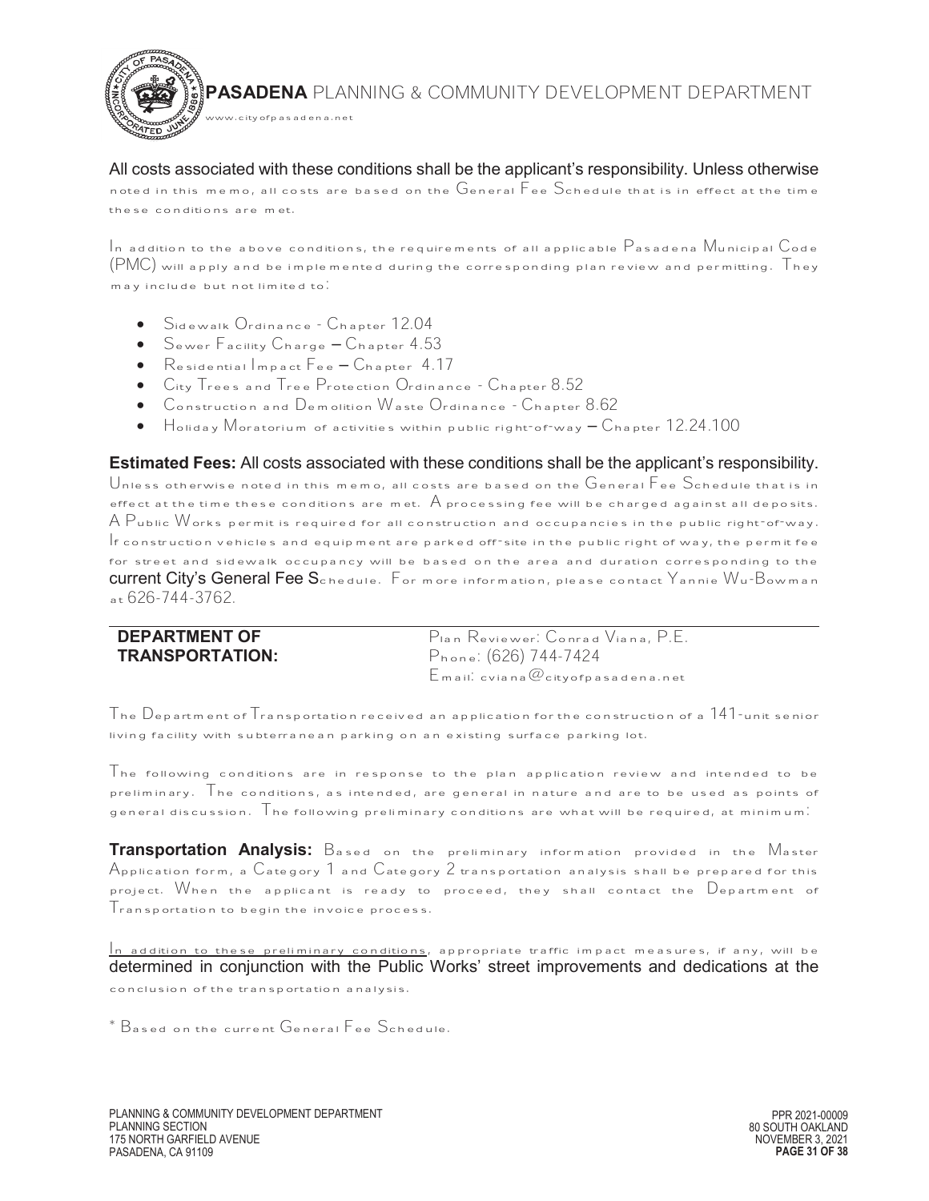All costs associated with these conditions shall be the applicant's responsibility. Unless otherwise noted in this memo, all costs are based on the General Fee Schedule that is in effect at the time these conditions are met.

In addition to the above conditions, the requirements of all applicable Pasadena Municipal Code (PMC) will apply and be implemented during the corresponding plan review and permitting. They may include but not limited to:

- Sidewalk Ordinance - Chapter 12.04
- Sewer Facility Charge – Chapter 4.53
- Residential Impact Fee – Chapter 4.17
- City Trees and Tree Protection Ordinance - Chapter 8.52
- Construction and Demolition Waste Ordinance - Chapter 8.62
- Holiday Moratorium of activities within public right-of-way – Chapter 12.24.100

**Estimated Fees:** All costs associated with these conditions shall be the applicant's responsibility. Unless otherwise noted in this memo, all costs are based on the General Fee Schedule that is in effect at the time these conditions are met. A processing fee will be charged against all deposits. A Public Works permit is required for all construction and occupancies in the public right-of-way. If construction vehicles and equipment are parked off-site in the public right of way, the permit fee for street and sidewalk occupancy will be based on the area and duration corresponding to the current City's General Fee Schedule. For more information, please contact Yannie Wu-Bowman at 626-744-3762.

**DEPARTMENT OF TRANSPORTATION:**

Plan Reviewer: Conrad Viana, P.E.
Phone: (626) 744-7424
Email: cviana@cityofpasadena.net

The Department of Transportation received an application for the construction of a 141-unit senior living facility with subterranean parking on an existing surface parking lot.

The following conditions are in response to the plan application review and intended to be preliminary. The conditions, as intended, are general in nature and are to be used as points of general discussion. The following preliminary conditions are what will be required, at minimum:

**Transportation Analysis:** Based on the preliminary information provided in the Master Application form, a Category 1 and Category 2 transportation analysis shall be prepared for this project. When the applicant is ready to proceed, they shall contact the Department of Transportation to begin the invoice process.

In addition to these preliminary conditions, appropriate traffic impact measures, if any, will be determined in conjunction with the Public Works' street improvements and dedications at the conclusion of the transportation analysis.

* Based on the current General Fee Schedule.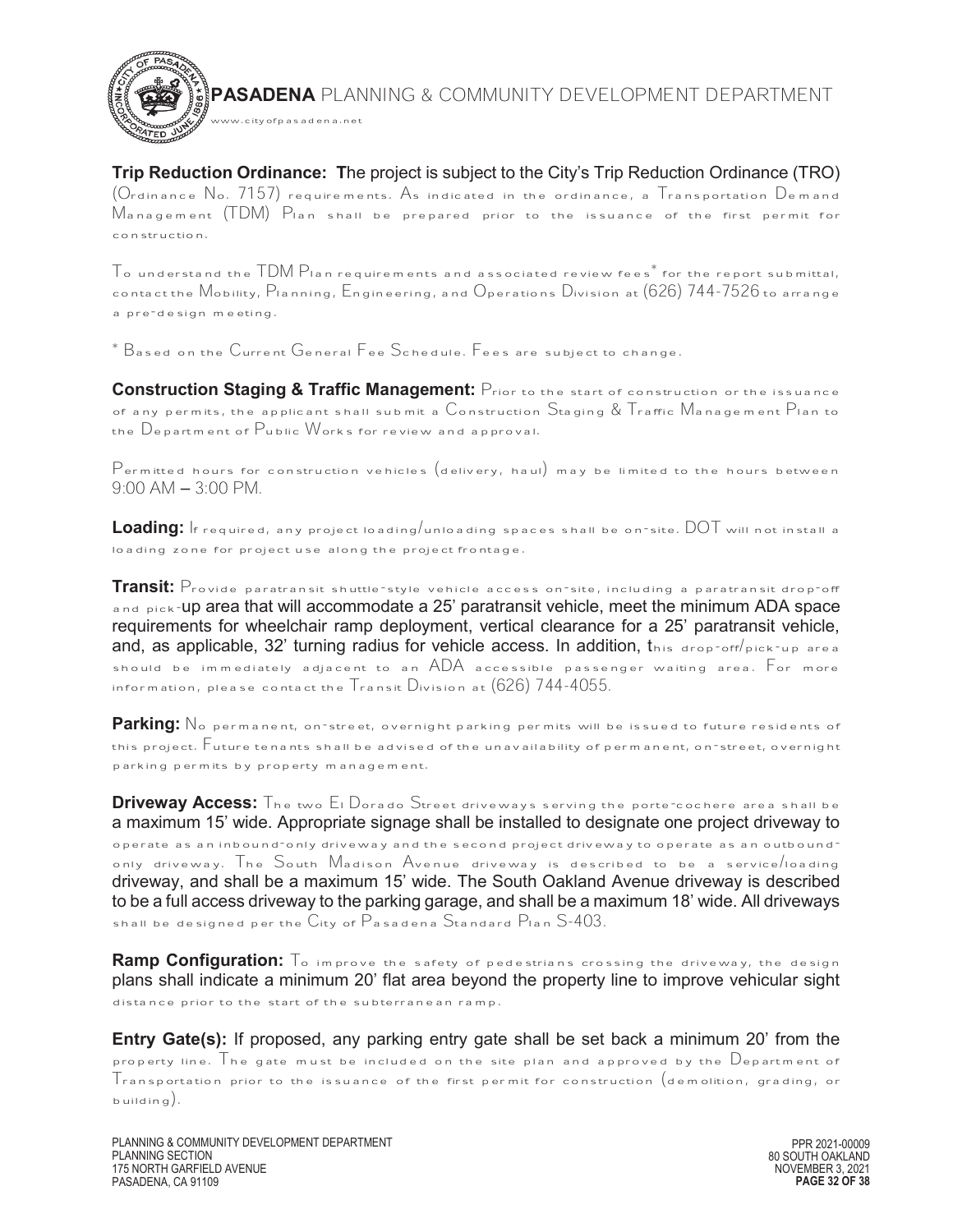**Trip Reduction Ordinance:** The project is subject to the City's Trip Reduction Ordinance (TRO) (Ordinance No. 7157) requirements. As indicated in the ordinance, a Transportation Demand Management (TDM) Plan shall be prepared prior to the issuance of the first permit for construction.

To understand the TDM Plan requirements and associated review fees* for the report submittal, contact the Mobility, Planning, Engineering, and Operations Division at (626) 744-7526 to arrange a pre-design meeting.

* Based on the Current General Fee Schedule. Fees are subject to change.

**Construction Staging & Traffic Management:** Prior to the start of construction or the issuance of any permits, the applicant shall submit a Construction Staging & Traffic Management Plan to the Department of Public Works for review and approval.

Permitted hours for construction vehicles (delivery, haul) may be limited to the hours between 9:00 AM – 3:00 PM.

**Loading:** If required, any project loading/unloading spaces shall be on-site. DOT will not install a loading zone for project use along the project frontage.

**Transit:** Provide paratransit shuttle-style vehicle access on-site, including a paratransit drop-off and pick-up area that will accommodate a 25' paratransit vehicle, meet the minimum ADA space requirements for wheelchair ramp deployment, vertical clearance for a 25' paratransit vehicle, and, as applicable, 32' turning radius for vehicle access. In addition, this drop-off/pick-up area should be immediately adjacent to an ADA accessible passenger waiting area. For more information, please contact the Transit Division at (626) 744-4055.

**Parking:** No permanent, on-street, overnight parking permits will be issued to future residents of this project. Future tenants shall be advised of the unavailability of permanent, on-street, overnight parking permits by property management.

**Driveway Access:** The two El Dorado Street driveways serving the porte-cochere area shall be a maximum 15' wide. Appropriate signage shall be installed to designate one project driveway to operate as an inbound-only driveway and the second project driveway to operate as an outbound-only driveway. The South Madison Avenue driveway is described to be a service/loading driveway, and shall be a maximum 15' wide. The South Oakland Avenue driveway is described to be a full access driveway to the parking garage, and shall be a maximum 18' wide. All driveways shall be designed per the City of Pasadena Standard Plan S-403.

**Ramp Configuration:** To improve the safety of pedestrians crossing the driveway, the design plans shall indicate a minimum 20' flat area beyond the property line to improve vehicular sight distance prior to the start of the subterranean ramp.

**Entry Gate(s):** If proposed, any parking entry gate shall be set back a minimum 20' from the property line. The gate must be included on the site plan and approved by the Department of Transportation prior to the issuance of the first permit for construction (demolition, grading, or building).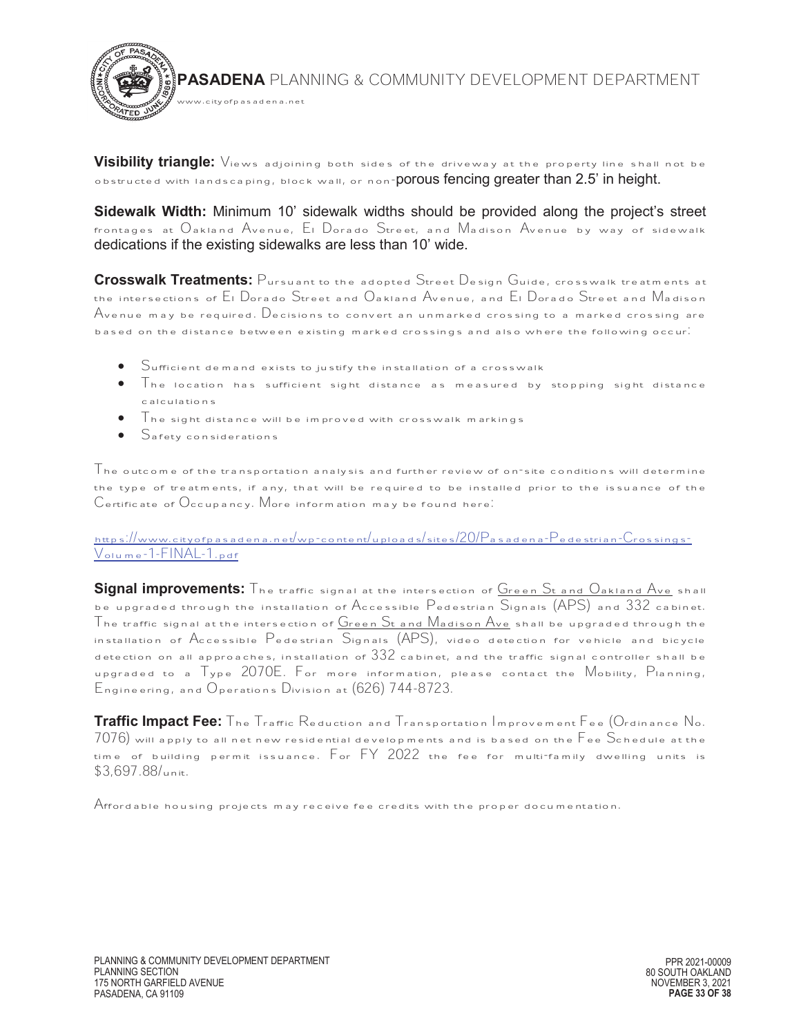**Visibility triangle:** Views adjoining both sides of the driveway at the property line shall not be obstructed with landscaping, block wall, or non-porous fencing greater than 2.5' in height.

**Sidewalk Width:** Minimum 10' sidewalk widths should be provided along the project's street frontages at Oakland Avenue, El Dorado Street, and Madison Avenue by way of sidewalk dedications if the existing sidewalks are less than 10' wide.

**Crosswalk Treatments:** Pursuant to the adopted Street Design Guide, crosswalk treatments at the intersections of El Dorado Street and Oakland Avenue, and El Dorado Street and Madison Avenue may be required. Decisions to convert an unmarked crossing to a marked crossing are based on the distance between existing marked crossings and also where the following occur:

- Sufficient demand exists to justify the installation of a crosswalk
- The location has sufficient sight distance as measured by stopping sight distance calculations
- The sight distance will be improved with crosswalk markings
- Safety considerations

The outcome of the transportation analysis and further review of on-site conditions will determine the type of treatments, if any, that will be required to be installed prior to the issuance of the Certificate of Occupancy. More information may be found here:

https://www.cityofpasadena.net/wp-content/uploads/sites/20/Pasadena-Pedestrian-Crossings-Volume-1-FINAL-1.pdf

**Signal improvements:** The traffic signal at the intersection of Green St and Oakland Ave shall be upgraded through the installation of Accessible Pedestrian Signals (APS) and 332 cabinet. The traffic signal at the intersection of Green St and Madison Ave shall be upgraded through the installation of Accessible Pedestrian Signals (APS), video detection for vehicle and bicycle detection on all approaches, installation of 332 cabinet, and the traffic signal controller shall be upgraded to a Type 2070E. For more information, please contact the Mobility, Planning, Engineering, and Operations Division at (626) 744-8723.

**Traffic Impact Fee:** The Traffic Reduction and Transportation Improvement Fee (Ordinance No. 7076) will apply to all net new residential developments and is based on the Fee Schedule at the time of building permit issuance. For FY 2022 the fee for multi-family dwelling units is $3,697.88/unit.

Affordable housing projects may receive fee credits with the proper documentation.

PLANNING & COMMUNITY DEVELOPMENT DEPARTMENT
PLANNING SECTION
175 NORTH GARFIELD AVENUE
PASADENA, CA 91109

PPR 2021-00009
80 SOUTH OAKLAND
NOVEMBER 3, 2021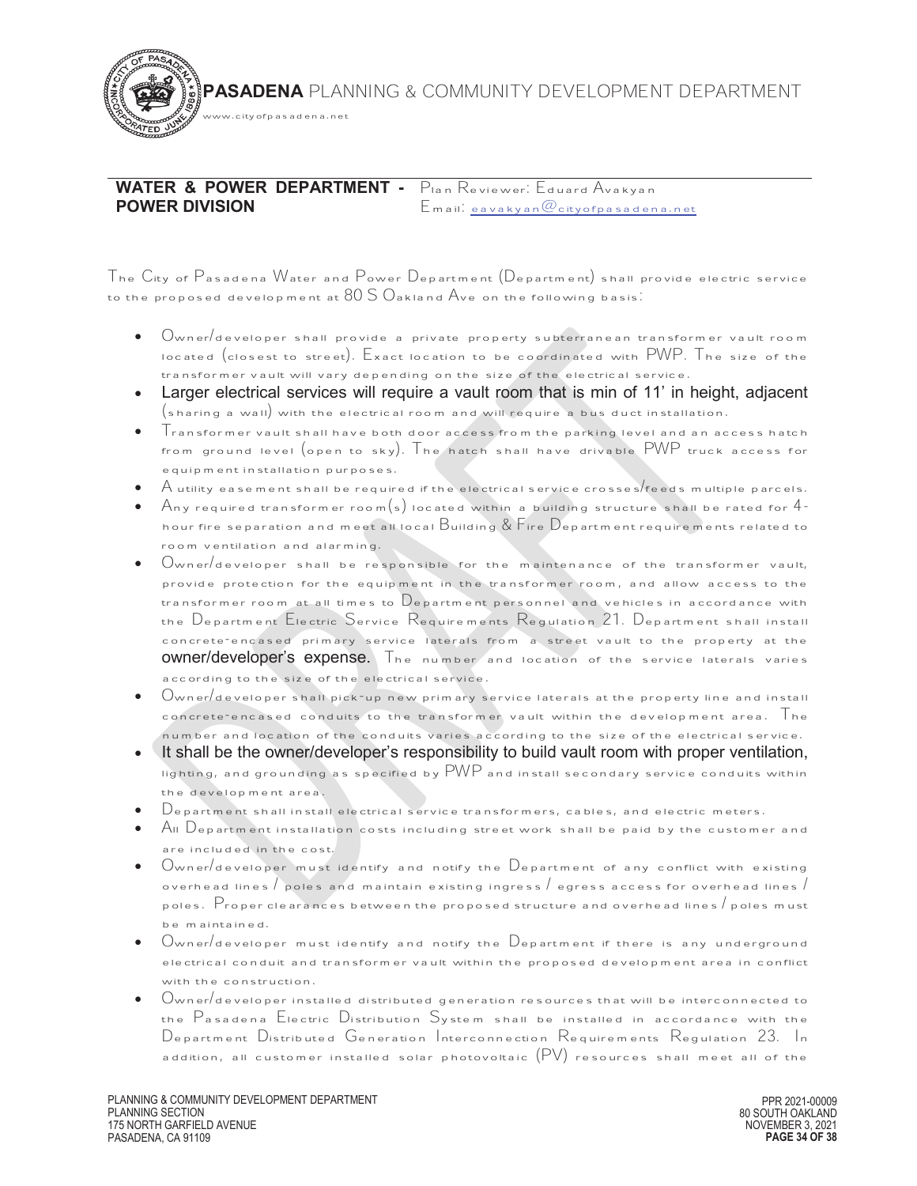**WATER & POWER DEPARTMENT - POWER DIVISION**

Plan Reviewer: Eduard Avakyan
Email: eavakyan@cityofpasadena.net

The City of Pasadena Water and Power Department (Department) shall provide electric service to the proposed development at 80 S Oakland Ave on the following basis:

- Owner/developer shall provide a private property subterranean transformer vault room located (closest to street). Exact location to be coordinated with PWP. The size of the transformer vault will vary depending on the size of the electrical service.
- Larger electrical services will require a vault room that is min of 11' in height, adjacent (sharing a wall) with the electrical room and will require a bus duct installation.
- Transformer vault shall have both door access from the parking level and an access hatch from ground level (open to sky). The hatch shall have drivable PWP truck access for equipment installation purposes.
- A utility easement shall be required if the electrical service crosses/feeds multiple parcels.
- Any required transformer room(s) located within a building structure shall be rated for 4-hour fire separation and meet all local Building & Fire Department requirements related to room ventilation and alarming.
- Owner/developer shall be responsible for the maintenance of the transformer vault, provide protection for the equipment in the transformer room, and allow access to the transformer room at all times to Department personnel and vehicles in accordance with the Department Electric Service Requirements Regulation 21. Department shall install concrete-encased primary service laterals from a street vault to the property at the owner/developer's expense. The number and location of the service laterals varies according to the size of the electrical service.
- Owner/developer shall pick-up new primary service laterals at the property line and install concrete-encased conduits to the transformer vault within the development area. The number and location of the conduits varies according to the size of the electrical service.
- It shall be the owner/developer's responsibility to build vault room with proper ventilation, lighting, and grounding as specified by PWP and install secondary service conduits within the development area.
- Department shall install electrical service transformers, cables, and electric meters.
- All Department installation costs including street work shall be paid by the customer and are included in the cost.
- Owner/developer must identify and notify the Department of any conflict with existing overhead lines / poles and maintain existing ingress / egress access for overhead lines / poles. Proper clearances between the proposed structure and overhead lines / poles must be maintained.
- Owner/developer must identify and notify the Department if there is any underground electrical conduit and transformer vault within the proposed development area in conflict with the construction.
- Owner/developer installed distributed generation resources that will be interconnected to the Pasadena Electric Distribution System shall be installed in accordance with the Department Distributed Generation Interconnection Requirements Regulation 23. In addition, all customer installed solar photovoltaic (PV) resources shall meet all of the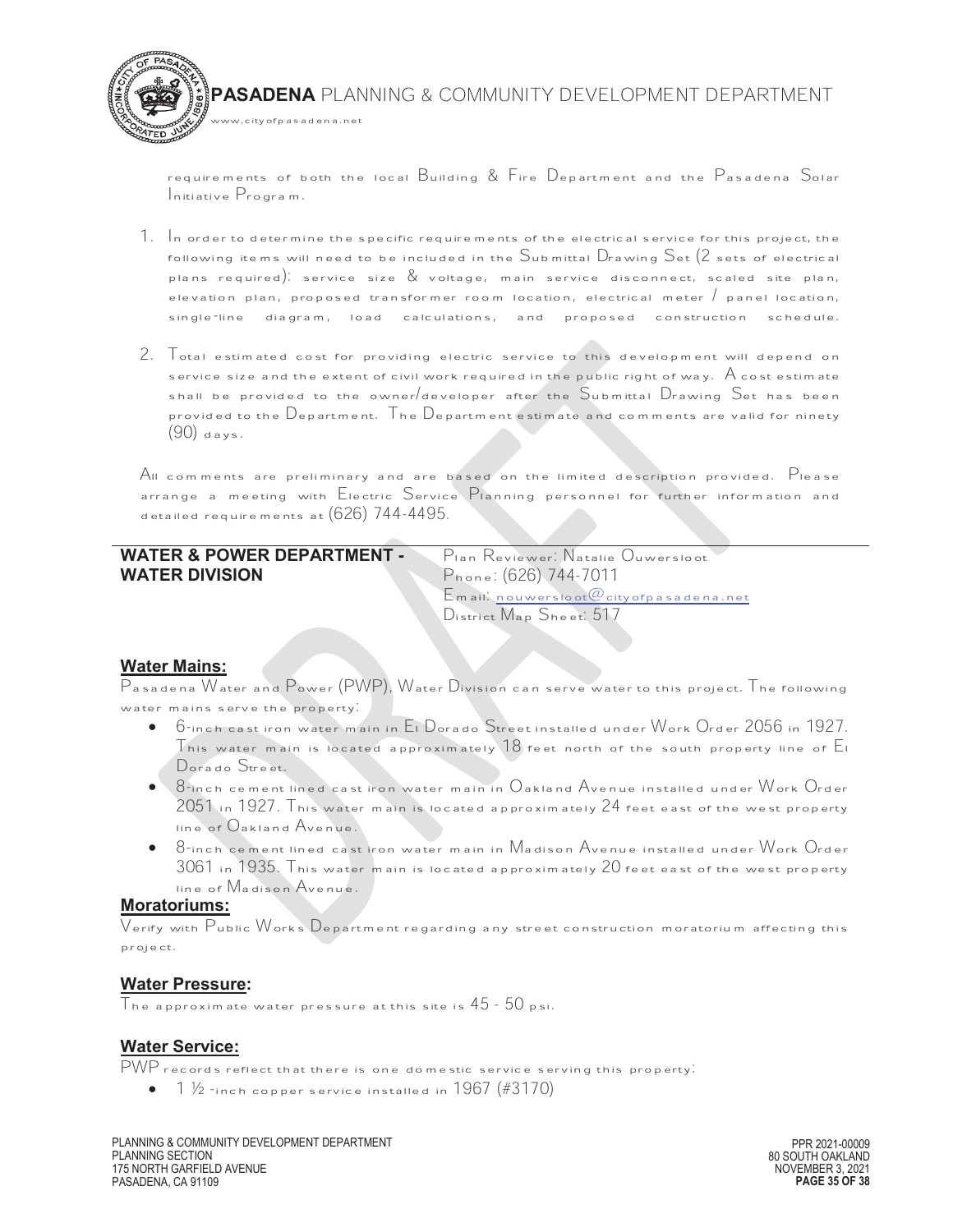requirements of both the local Building & Fire Department and the Pasadena Solar Initiative Program.

1. In order to determine the specific requirements of the electrical service for this project, the following items will need to be included in the Submittal Drawing Set (2 sets of electrical plans required): service size & voltage, main service disconnect, scaled site plan, elevation plan, proposed transformer room location, electrical meter / panel location, single-line diagram, load calculations, and proposed construction schedule.

2. Total estimated cost for providing electric service to this development will depend on service size and the extent of civil work required in the public right of way. A cost estimate shall be provided to the owner/developer after the Submittal Drawing Set has been provided to the Department. The Department estimate and comments are valid for ninety (90) days.

All comments are preliminary and are based on the limited description provided. Please arrange a meeting with Electric Service Planning personnel for further information and detailed requirements at (626) 744-4495.

## WATER & POWER DEPARTMENT - WATER DIVISION

Plan Reviewer: Natalie Ouwersloot
Phone: (626) 744-7011
Email: nouwersloot@cityofpasadena.net
District Map Sheet: 517

### Water Mains:

Pasadena Water and Power (PWP), Water Division can serve water to this project. The following water mains serve the property:

- 6-inch cast iron water main in El Dorado Street installed under Work Order 2056 in 1927. This water main is located approximately 18 feet north of the south property line of El Dorado Street.
- 8-inch cement lined cast iron water main in Oakland Avenue installed under Work Order 2051 in 1927. This water main is located approximately 24 feet east of the west property line of Oakland Avenue.
- 8-inch cement lined cast iron water main in Madison Avenue installed under Work Order 3061 in 1935. This water main is located approximately 20 feet east of the west property line of Madison Avenue.

### Moratoriums:

Verify with Public Works Department regarding any street construction moratorium affecting this project.

### Water Pressure:

The approximate water pressure at this site is 45 - 50 psi.

### Water Service:

PWP records reflect that there is one domestic service serving this property:

- 1 ½ -inch copper service installed in 1967 (#3170)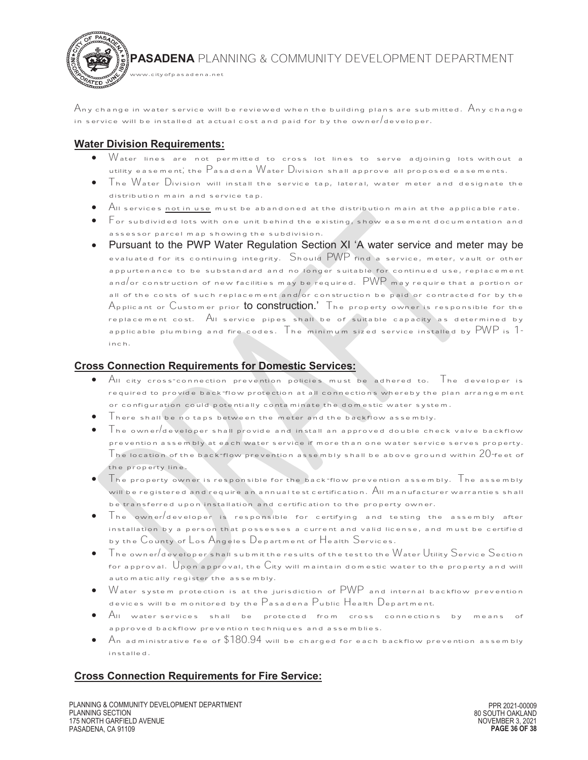Any change in water service will be reviewed when the building plans are submitted. Any change in service will be installed at actual cost and paid for by the owner/developer.

**Water Division Requirements:**

- Water lines are not permitted to cross lot lines to serve adjoining lots without a utility easement; the Pasadena Water Division shall approve all proposed easements.
- The Water Division will install the service tap, lateral, water meter and designate the distribution main and service tap.
- All services not in use must be abandoned at the distribution main at the applicable rate.
- For subdivided lots with one unit behind the existing, show easement documentation and assessor parcel map showing the subdivision.
- Pursuant to the PWP Water Regulation Section XI 'A water service and meter may be evaluated for its continuing integrity. Should PWP find a service, meter, vault or other appurtenance to be substandard and no longer suitable for continued use, replacement and/or construction of new facilities may be required. PWP may require that a portion or all of the costs of such replacement and/or construction be paid or contracted for by the Applicant or Customer prior to construction.' The property owner is responsible for the replacement cost. All service pipes shall be of suitable capacity as determined by applicable plumbing and fire codes. The minimum sized service installed by PWP is 1-inch.

**Cross Connection Requirements for Domestic Services:**

- All city cross-connection prevention policies must be adhered to. The developer is required to provide back-flow protection at all connections whereby the plan arrangement or configuration could potentially contaminate the domestic water system.
- There shall be no taps between the meter and the backflow assembly.
- The owner/developer shall provide and install an approved double check valve backflow prevention assembly at each water service if more than one water service serves property. The location of the back-flow prevention assembly shall be above ground within 20-feet of the property line.
- The property owner is responsible for the back-flow prevention assembly. The assembly will be registered and require an annual test certification. All manufacturer warranties shall be transferred upon installation and certification to the property owner.
- The owner/developer is responsible for certifying and testing the assembly after installation by a person that possesses a current and valid license, and must be certified by the County of Los Angeles Department of Health Services.
- The owner/developer shall submit the results of the test to the Water Utility Service Section for approval. Upon approval, the City will maintain domestic water to the property and will automatically register the assembly.
- Water system protection is at the jurisdiction of PWP and internal backflow prevention devices will be monitored by the Pasadena Public Health Department.
- All water services shall be protected from cross connections by means of approved backflow prevention techniques and assemblies.
- An administrative fee of $180.94 will be charged for each backflow prevention assembly installed.

**Cross Connection Requirements for Fire Service:**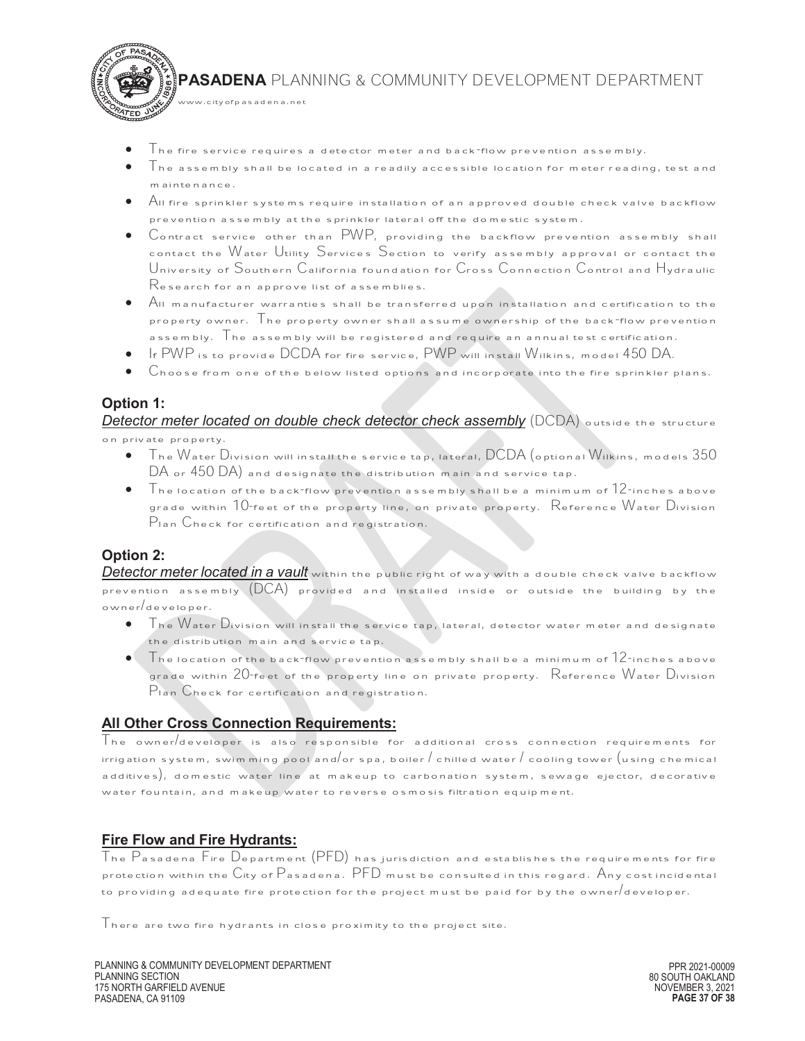- The fire service requires a detector meter and back-flow prevention assembly.
- The assembly shall be located in a readily accessible location for meter reading, test and maintenance.
- All fire sprinkler systems require installation of an approved double check valve backflow prevention assembly at the sprinkler lateral off the domestic system.
- Contract service other than PWP, providing the backflow prevention assembly shall contact the Water Utility Services Section to verify assembly approval or contact the University of Southern California foundation for Cross Connection Control and Hydraulic Research for an approve list of assemblies.
- All manufacturer warranties shall be transferred upon installation and certification to the property owner. The property owner shall assume ownership of the back-flow prevention assembly. The assembly will be registered and require an annual test certification.
- If PWP is to provide DCDA for fire service, PWP will install Wilkins, model 450 DA.
- Choose from one of the below listed options and incorporate into the fire sprinkler plans.

**Option 1:**

***Detector meter located on double check detector check assembly*** (DCDA) outside the structure on private property.

- The Water Division will install the service tap, lateral, DCDA (optional Wilkins, models 350 DA or 450 DA) and designate the distribution main and service tap.
- The location of the back-flow prevention assembly shall be a minimum of 12-inches above grade within 10-feet of the property line, on private property. Reference Water Division Plan Check for certification and registration.

**Option 2:**

***Detector meter located in a vault*** within the public right of way with a double check valve backflow prevention assembly (DCA) provided and installed inside or outside the building by the owner/developer.

- The Water Division will install the service tap, lateral, detector water meter and designate the distribution main and service tap.
- The location of the back-flow prevention assembly shall be a minimum of 12-inches above grade within 20-feet of the property line on private property. Reference Water Division Plan Check for certification and registration.

**All Other Cross Connection Requirements:**

The owner/developer is also responsible for additional cross connection requirements for irrigation system, swimming pool and/or spa, boiler / chilled water / cooling tower (using chemical additives), domestic water line at makeup to carbonation system, sewage ejector, decorative water fountain, and makeup water to reverse osmosis filtration equipment.

**Fire Flow and Fire Hydrants:**

The Pasadena Fire Department (PFD) has jurisdiction and establishes the requirements for fire protection within the City of Pasadena. PFD must be consulted in this regard. Any cost incidental to providing adequate fire protection for the project must be paid for by the owner/developer.

There are two fire hydrants in close proximity to the project site.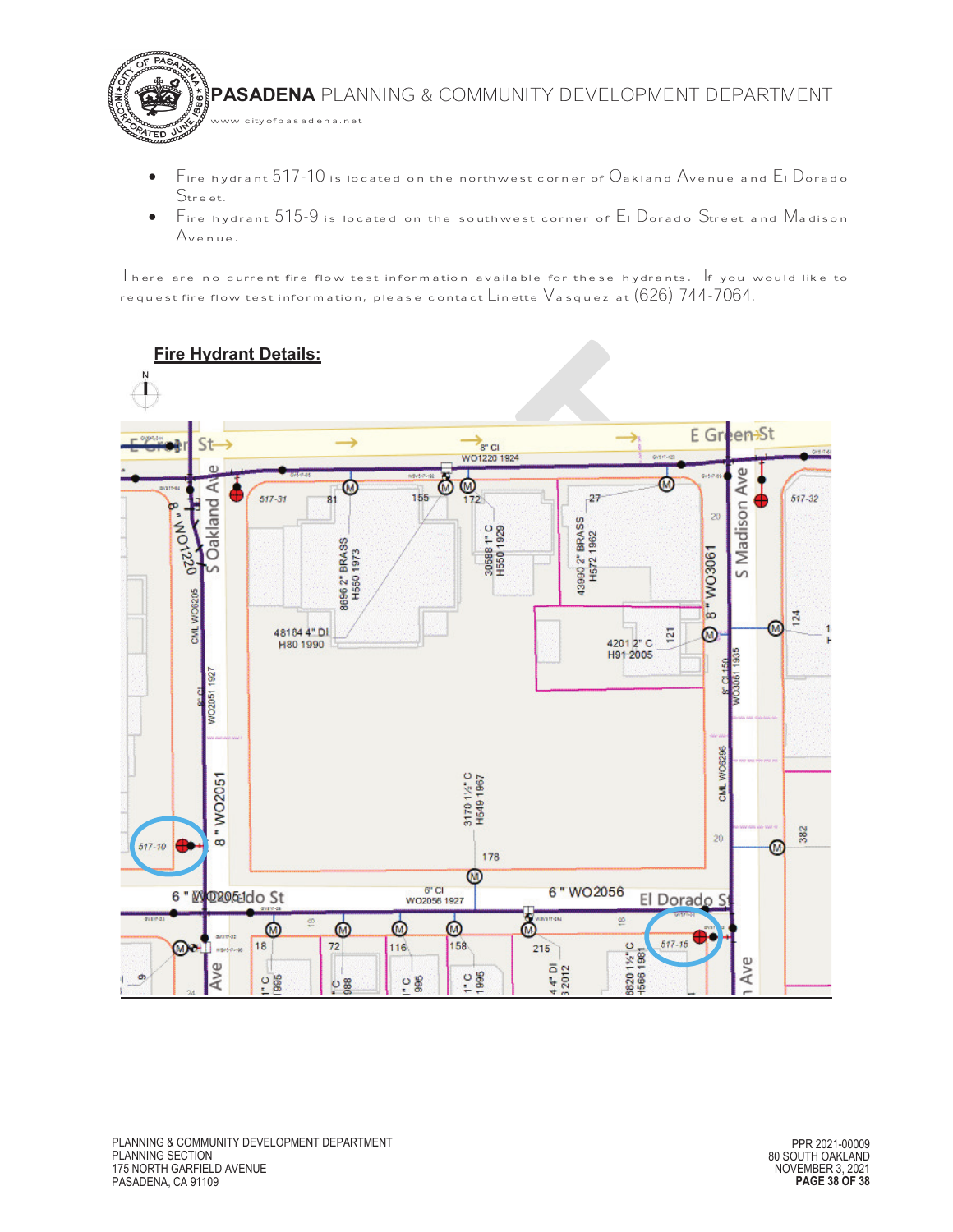- Fire hydrant 517-10 is located on the northwest corner of Oakland Avenue and El Dorado Street.
- Fire hydrant 515-9 is located on the southwest corner of El Dorado Street and Madison Avenue.

There are no current fire flow test information available for these hydrants. If you would like to request fire flow test information, please contact Linette Vasquez at (626) 744-7064.

**Fire Hydrant Details:**

N

E Green St

8" CI
WO1220 1924

S Oakland Ave

8 " WO1220

517-31

81

155

172

27

S Madison Ave

517-32

8696 2" BRASS
H550 1973

30588 1" C
H550 1929

43990 2" BRASS
H572 1962

8 " WO3061

48184 4" DI
H80 1990

4201 2" C
H91 2005

121

124

CML WO6205

8" CI
WO2051 1927

8" CI 150
WO3061 1935

CML WO6206

3170 1½" C
H549 1967

8 " WO2051

517-10

20

382

178

6 " WO2051

El Dorado St

6" CI
WO2056 1927

6 " WO2056

517-15

18

72

116

158

215

4 4" DI
5 2012

6820 1½" C
H566 1981

Ave

1" C
1995